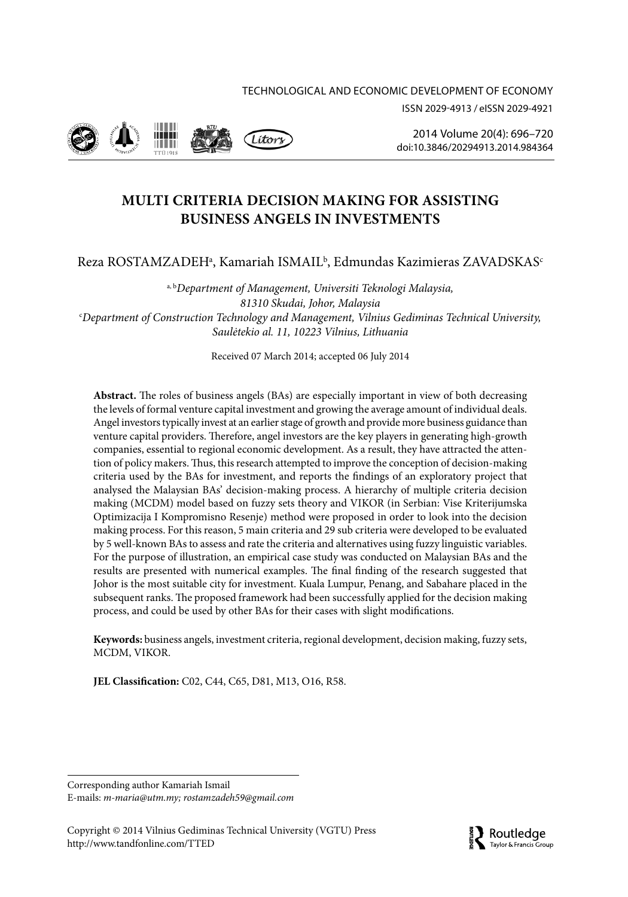# MULTI CRITERIA DECISION MAKING FOR ASSISTING BUSINESS ANGELS IN INVESTMENTS

Reza ROSTAMZADEH[a], Kamariah ISMAIL[b], Edmundas Kazimieras ZAVADSKAS[c]

[a, b]*Department of Management, Universiti Teknologi Malaysia, 81310 Skudai, Johor, Malaysia*
[c]*Department of Construction Technology and Management, Vilnius Gediminas Technical University, Saulėtekio al. 11, 10223 Vilnius, Lithuania*

Received 07 March 2014; accepted 06 July 2014

**Abstract.** The roles of business angels (BAs) are especially important in view of both decreasing the levels of formal venture capital investment and growing the average amount of individual deals. Angel investors typically invest at an earlier stage of growth and provide more business guidance than venture capital providers. Therefore, angel investors are the key players in generating high-growth companies, essential to regional economic development. As a result, they have attracted the attention of policy makers. Thus, this research attempted to improve the conception of decision-making criteria used by the BAs for investment, and reports the findings of an exploratory project that analysed the Malaysian BAs' decision-making process. A hierarchy of multiple criteria decision making (MCDM) model based on fuzzy sets theory and VIKOR (in Serbian: Vise Kriterijumska Optimizacija I Kompromisno Resenje) method were proposed in order to look into the decision making process. For this reason, 5 main criteria and 29 sub criteria were developed to be evaluated by 5 well-known BAs to assess and rate the criteria and alternatives using fuzzy linguistic variables. For the purpose of illustration, an empirical case study was conducted on Malaysian BAs and the results are presented with numerical examples. The final finding of the research suggested that Johor is the most suitable city for investment. Kuala Lumpur, Penang, and Sabahare placed in the subsequent ranks. The proposed framework had been successfully applied for the decision making process, and could be used by other BAs for their cases with slight modifications.

**Keywords:** business angels, investment criteria, regional development, decision making, fuzzy sets, MCDM, VIKOR.

**JEL Classification:** C02, C44, C65, D81, M13, O16, R58.

---

Corresponding author Kamariah Ismail
E-mails: *m-maria@utm.my; rostamzadeh59@gmail.com*

Copyright © 2014 Vilnius Gediminas Technical University (VGTU) Press
http://www.tandfonline.com/TTED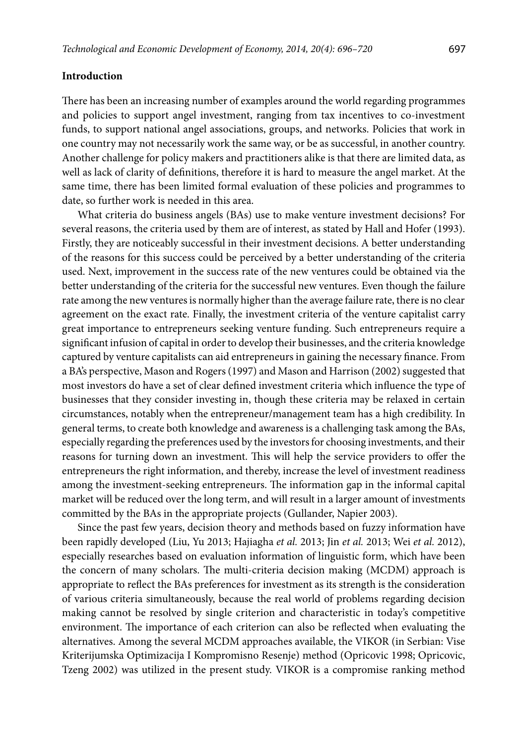## Introduction

There has been an increasing number of examples around the world regarding programmes and policies to support angel investment, ranging from tax incentives to co-investment funds, to support national angel associations, groups, and networks. Policies that work in one country may not necessarily work the same way, or be as successful, in another country. Another challenge for policy makers and practitioners alike is that there are limited data, as well as lack of clarity of definitions, therefore it is hard to measure the angel market. At the same time, there has been limited formal evaluation of these policies and programmes to date, so further work is needed in this area.

What criteria do business angels (BAs) use to make venture investment decisions? For several reasons, the criteria used by them are of interest, as stated by Hall and Hofer (1993). Firstly, they are noticeably successful in their investment decisions. A better understanding of the reasons for this success could be perceived by a better understanding of the criteria used. Next, improvement in the success rate of the new ventures could be obtained via the better understanding of the criteria for the successful new ventures. Even though the failure rate among the new ventures is normally higher than the average failure rate, there is no clear agreement on the exact rate. Finally, the investment criteria of the venture capitalist carry great importance to entrepreneurs seeking venture funding. Such entrepreneurs require a significant infusion of capital in order to develop their businesses, and the criteria knowledge captured by venture capitalists can aid entrepreneurs in gaining the necessary finance. From a BA's perspective, Mason and Rogers (1997) and Mason and Harrison (2002) suggested that most investors do have a set of clear defined investment criteria which influence the type of businesses that they consider investing in, though these criteria may be relaxed in certain circumstances, notably when the entrepreneur/management team has a high credibility. In general terms, to create both knowledge and awareness is a challenging task among the BAs, especially regarding the preferences used by the investors for choosing investments, and their reasons for turning down an investment. This will help the service providers to offer the entrepreneurs the right information, and thereby, increase the level of investment readiness among the investment-seeking entrepreneurs. The information gap in the informal capital market will be reduced over the long term, and will result in a larger amount of investments committed by the BAs in the appropriate projects (Gullander, Napier 2003).

Since the past few years, decision theory and methods based on fuzzy information have been rapidly developed (Liu, Yu 2013; Hajiagha *et al.* 2013; Jin *et al.* 2013; Wei *et al.* 2012), especially researches based on evaluation information of linguistic form, which have been the concern of many scholars. The multi-criteria decision making (MCDM) approach is appropriate to reflect the BAs preferences for investment as its strength is the consideration of various criteria simultaneously, because the real world of problems regarding decision making cannot be resolved by single criterion and characteristic in today's competitive environment. The importance of each criterion can also be reflected when evaluating the alternatives. Among the several MCDM approaches available, the VIKOR (in Serbian: Vise Kriterijumska Optimizacija I Kompromisno Resenje) method (Opricovic 1998; Opricovic, Tzeng 2002) was utilized in the present study. VIKOR is a compromise ranking method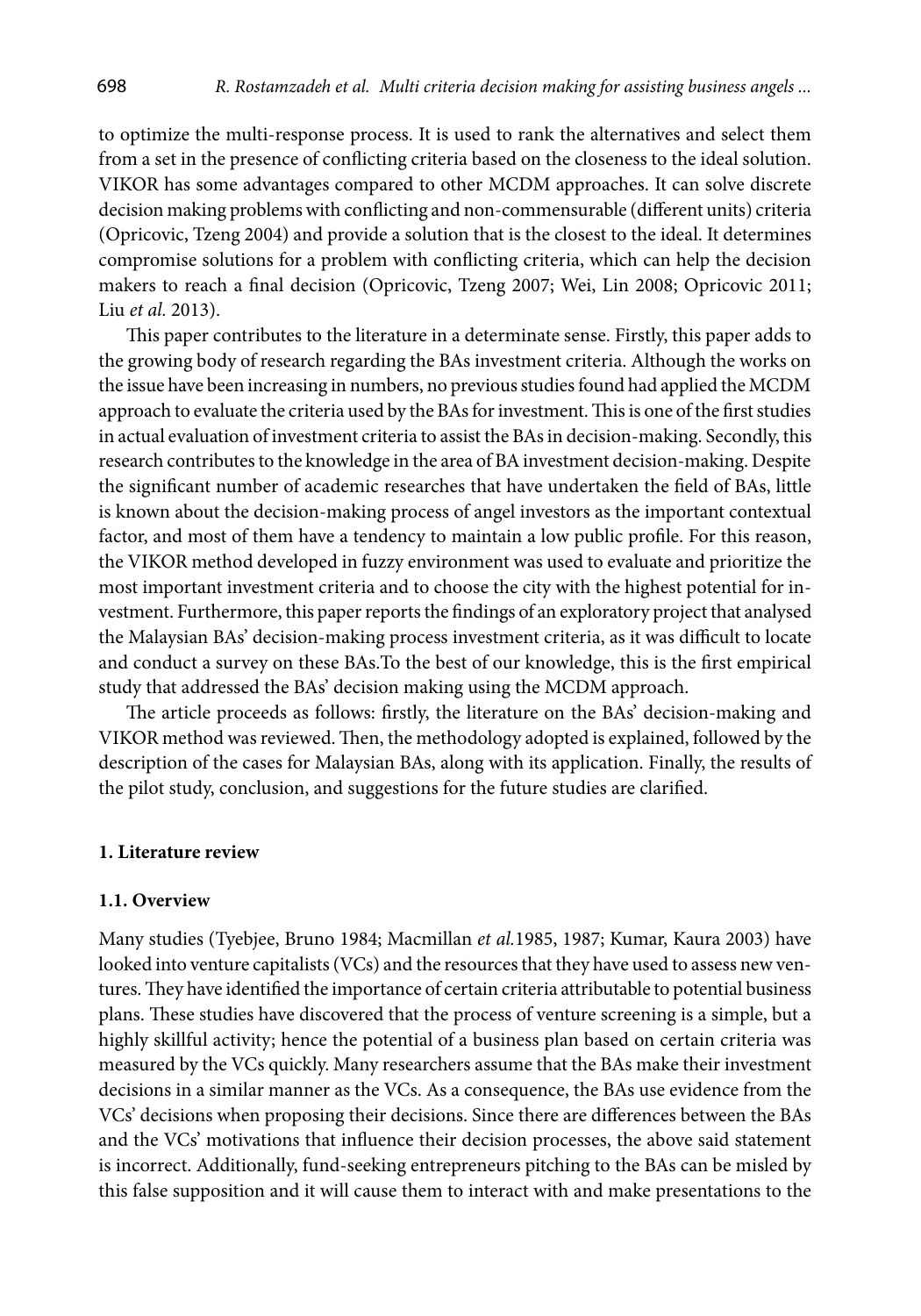to optimize the multi-response process. It is used to rank the alternatives and select them from a set in the presence of conflicting criteria based on the closeness to the ideal solution. VIKOR has some advantages compared to other MCDM approaches. It can solve discrete decision making problems with conflicting and non-commensurable (different units) criteria (Opricovic, Tzeng 2004) and provide a solution that is the closest to the ideal. It determines compromise solutions for a problem with conflicting criteria, which can help the decision makers to reach a final decision (Opricovic, Tzeng 2007; Wei, Lin 2008; Opricovic 2011; Liu *et al.* 2013).

This paper contributes to the literature in a determinate sense. Firstly, this paper adds to the growing body of research regarding the BAs investment criteria. Although the works on the issue have been increasing in numbers, no previous studies found had applied the MCDM approach to evaluate the criteria used by the BAs for investment. This is one of the first studies in actual evaluation of investment criteria to assist the BAs in decision-making. Secondly, this research contributes to the knowledge in the area of BA investment decision-making. Despite the significant number of academic researches that have undertaken the field of BAs, little is known about the decision-making process of angel investors as the important contextual factor, and most of them have a tendency to maintain a low public profile. For this reason, the VIKOR method developed in fuzzy environment was used to evaluate and prioritize the most important investment criteria and to choose the city with the highest potential for investment. Furthermore, this paper reports the findings of an exploratory project that analysed the Malaysian BAs' decision-making process investment criteria, as it was difficult to locate and conduct a survey on these BAs.To the best of our knowledge, this is the first empirical study that addressed the BAs' decision making using the MCDM approach.

The article proceeds as follows: firstly, the literature on the BAs' decision-making and VIKOR method was reviewed. Then, the methodology adopted is explained, followed by the description of the cases for Malaysian BAs, along with its application. Finally, the results of the pilot study, conclusion, and suggestions for the future studies are clarified.

## 1. Literature review

### 1.1. Overview

Many studies (Tyebjee, Bruno 1984; Macmillan *et al.*1985, 1987; Kumar, Kaura 2003) have looked into venture capitalists (VCs) and the resources that they have used to assess new ventures. They have identified the importance of certain criteria attributable to potential business plans. These studies have discovered that the process of venture screening is a simple, but a highly skillful activity; hence the potential of a business plan based on certain criteria was measured by the VCs quickly. Many researchers assume that the BAs make their investment decisions in a similar manner as the VCs. As a consequence, the BAs use evidence from the VCs' decisions when proposing their decisions. Since there are differences between the BAs and the VCs' motivations that influence their decision processes, the above said statement is incorrect. Additionally, fund-seeking entrepreneurs pitching to the BAs can be misled by this false supposition and it will cause them to interact with and make presentations to the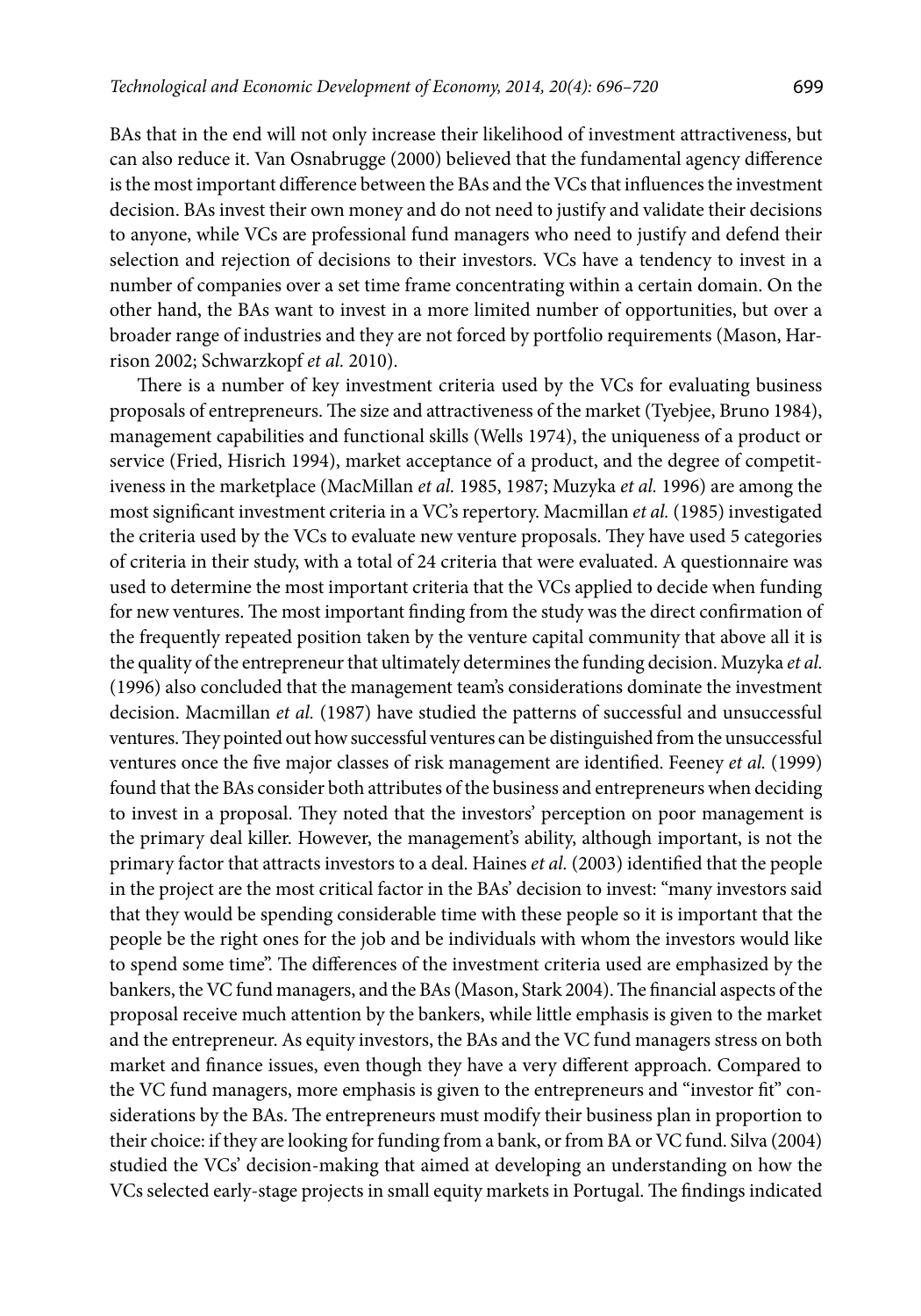BAs that in the end will not only increase their likelihood of investment attractiveness, but can also reduce it. Van Osnabrugge (2000) believed that the fundamental agency difference is the most important difference between the BAs and the VCs that influences the investment decision. BAs invest their own money and do not need to justify and validate their decisions to anyone, while VCs are professional fund managers who need to justify and defend their selection and rejection of decisions to their investors. VCs have a tendency to invest in a number of companies over a set time frame concentrating within a certain domain. On the other hand, the BAs want to invest in a more limited number of opportunities, but over a broader range of industries and they are not forced by portfolio requirements (Mason, Harrison 2002; Schwarzkopf *et al.* 2010).

There is a number of key investment criteria used by the VCs for evaluating business proposals of entrepreneurs. The size and attractiveness of the market (Tyebjee, Bruno 1984), management capabilities and functional skills (Wells 1974), the uniqueness of a product or service (Fried, Hisrich 1994), market acceptance of a product, and the degree of competitiveness in the marketplace (MacMillan *et al.* 1985, 1987; Muzyka *et al.* 1996) are among the most significant investment criteria in a VC's repertory. Macmillan *et al.* (1985) investigated the criteria used by the VCs to evaluate new venture proposals. They have used 5 categories of criteria in their study, with a total of 24 criteria that were evaluated. A questionnaire was used to determine the most important criteria that the VCs applied to decide when funding for new ventures. The most important finding from the study was the direct confirmation of the frequently repeated position taken by the venture capital community that above all it is the quality of the entrepreneur that ultimately determines the funding decision. Muzyka *et al.* (1996) also concluded that the management team's considerations dominate the investment decision. Macmillan *et al.* (1987) have studied the patterns of successful and unsuccessful ventures. They pointed out how successful ventures can be distinguished from the unsuccessful ventures once the five major classes of risk management are identified. Feeney *et al.* (1999) found that the BAs consider both attributes of the business and entrepreneurs when deciding to invest in a proposal. They noted that the investors' perception on poor management is the primary deal killer. However, the management's ability, although important, is not the primary factor that attracts investors to a deal. Haines *et al.* (2003) identified that the people in the project are the most critical factor in the BAs' decision to invest: "many investors said that they would be spending considerable time with these people so it is important that the people be the right ones for the job and be individuals with whom the investors would like to spend some time". The differences of the investment criteria used are emphasized by the bankers, the VC fund managers, and the BAs (Mason, Stark 2004). The financial aspects of the proposal receive much attention by the bankers, while little emphasis is given to the market and the entrepreneur. As equity investors, the BAs and the VC fund managers stress on both market and finance issues, even though they have a very different approach. Compared to the VC fund managers, more emphasis is given to the entrepreneurs and "investor fit" considerations by the BAs. The entrepreneurs must modify their business plan in proportion to their choice: if they are looking for funding from a bank, or from BA or VC fund. Silva (2004) studied the VCs' decision-making that aimed at developing an understanding on how the VCs selected early-stage projects in small equity markets in Portugal. The findings indicated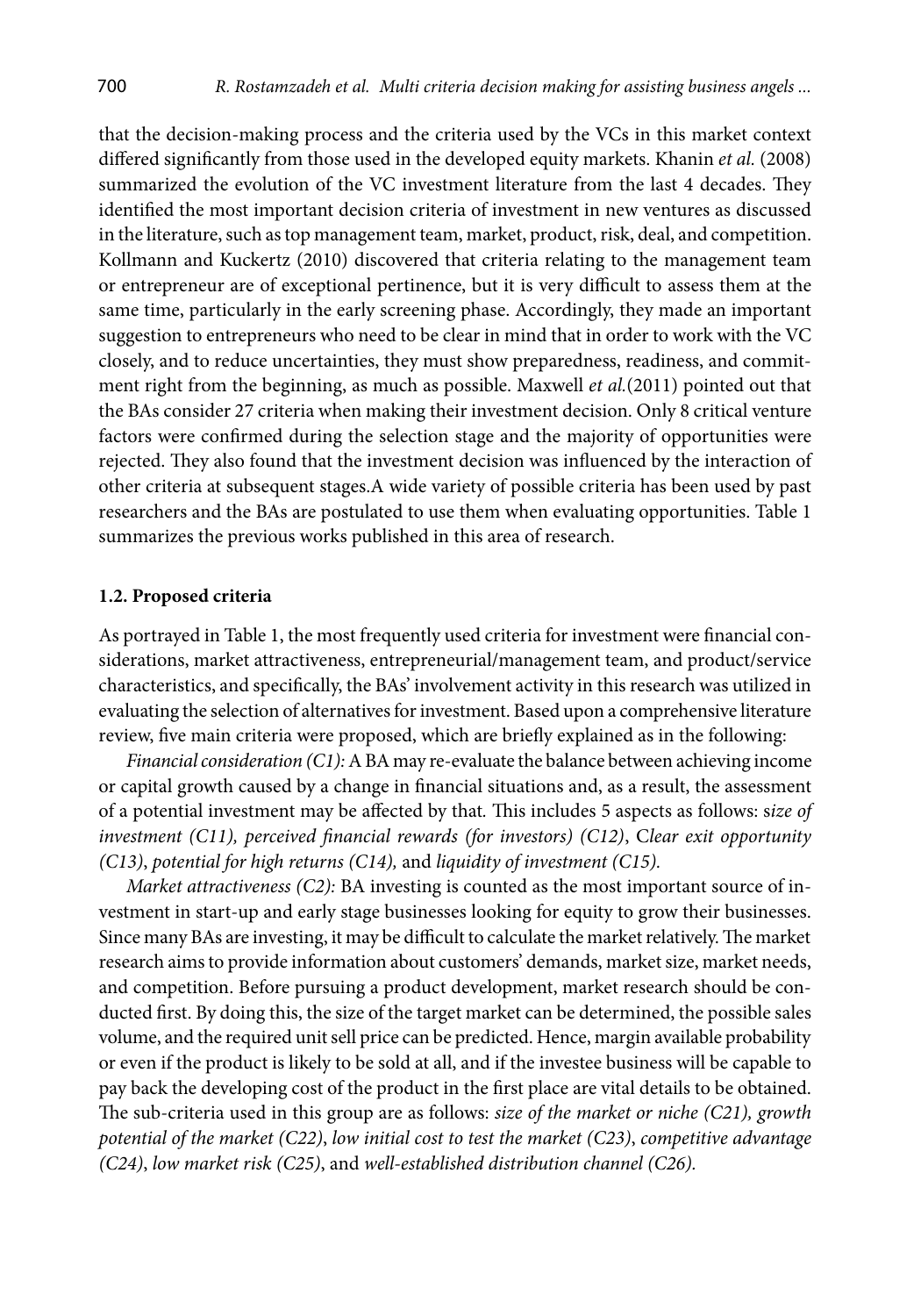that the decision-making process and the criteria used by the VCs in this market context differed significantly from those used in the developed equity markets. Khanin *et al.* (2008) summarized the evolution of the VC investment literature from the last 4 decades. They identified the most important decision criteria of investment in new ventures as discussed in the literature, such as top management team, market, product, risk, deal, and competition. Kollmann and Kuckertz (2010) discovered that criteria relating to the management team or entrepreneur are of exceptional pertinence, but it is very difficult to assess them at the same time, particularly in the early screening phase. Accordingly, they made an important suggestion to entrepreneurs who need to be clear in mind that in order to work with the VC closely, and to reduce uncertainties, they must show preparedness, readiness, and commitment right from the beginning, as much as possible. Maxwell *et al.*(2011) pointed out that the BAs consider 27 criteria when making their investment decision. Only 8 critical venture factors were confirmed during the selection stage and the majority of opportunities were rejected. They also found that the investment decision was influenced by the interaction of other criteria at subsequent stages.A wide variety of possible criteria has been used by past researchers and the BAs are postulated to use them when evaluating opportunities. Table 1 summarizes the previous works published in this area of research.

### 1.2. Proposed criteria

As portrayed in Table 1, the most frequently used criteria for investment were financial considerations, market attractiveness, entrepreneurial/management team, and product/service characteristics, and specifically, the BAs' involvement activity in this research was utilized in evaluating the selection of alternatives for investment. Based upon a comprehensive literature review, five main criteria were proposed, which are briefly explained as in the following:

*Financial consideration (C1):* A BA may re-evaluate the balance between achieving income or capital growth caused by a change in financial situations and, as a result, the assessment of a potential investment may be affected by that. This includes 5 aspects as follows: s*ize of investment (C11), perceived financial rewards (for investors) (C12)*, C*lear exit opportunity (C13)*, *potential for high returns (C14),* and *liquidity of investment (C15).*

*Market attractiveness (C2):* BA investing is counted as the most important source of investment in start-up and early stage businesses looking for equity to grow their businesses. Since many BAs are investing, it may be difficult to calculate the market relatively. The market research aims to provide information about customers' demands, market size, market needs, and competition. Before pursuing a product development, market research should be conducted first. By doing this, the size of the target market can be determined, the possible sales volume, and the required unit sell price can be predicted. Hence, margin available probability or even if the product is likely to be sold at all, and if the investee business will be capable to pay back the developing cost of the product in the first place are vital details to be obtained. The sub-criteria used in this group are as follows: *size of the market or niche (C21), growth potential of the market (C22)*, *low initial cost to test the market (C23)*, *competitive advantage (C24)*, *low market risk (C25)*, and *well-established distribution channel (C26).*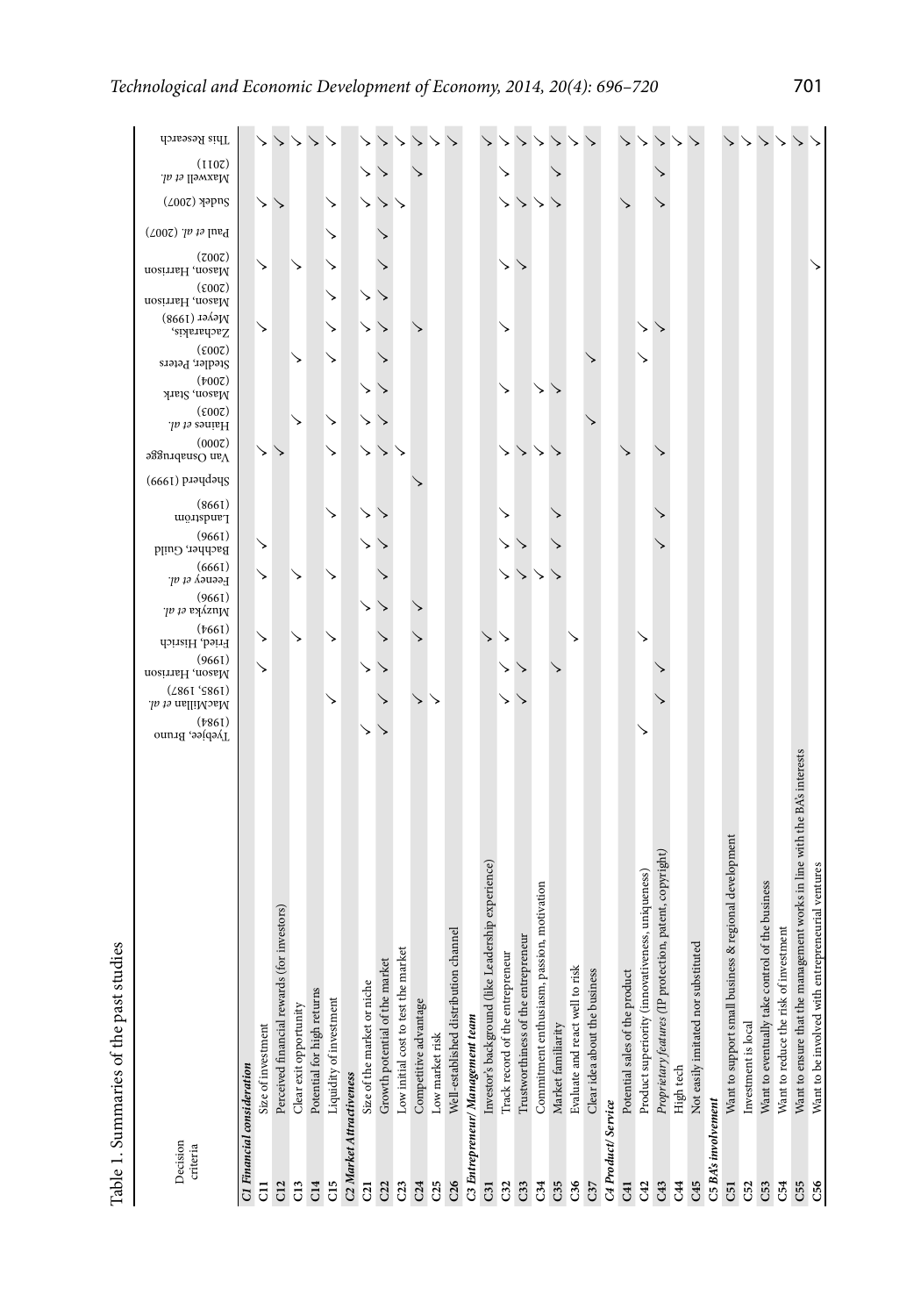Table 1. Summaries of the past studies

| Decision criteria | | Tyebjee, Bruno (1984) | MacMillan *et al.* (1985, 1987) | Mason, Harrison (1996) | Fried, Hisrich (1994) | Muzyka *et al.* (1996) | Feeney *et al.* (1999) | Bachher, Guild (1996) | Landström (1998) | Shepherd (1999) | Van Osnabrugge (2000) | Haines *et al.* (2003) | Mason, Stark (2004) | Stedler, Peters (2003) | Zacharakis, Meyer (1998) | Mason, Harrison (2003) | Mason, Harrison (2002) | Paul *et al.* (2007) | Sudek (2007) | Maxwell *et al.* (2011) | This Research |
|---|---|---|---|---|---|---|---|---|---|---|---|---|---|---|---|---|---|---|---|---|---|
| ***C1 Financial consideration*** | | | | | | | | | | | | | | | | | | | | | |
| C11 | Size of investment | | | ✓ | ✓ | | ✓ | ✓ | | | ✓ | | | | ✓ | | ✓ | | ✓ | | ✓ |
| C12 | Perceived financial rewards (for investors) | | | | | | | | | | ✓ | | | | | | | | ✓ | | ✓ |
| C13 | Clear exit opportunity | | | | ✓ | | ✓ | | | | | ✓ | | ✓ | | | ✓ | | | | ✓ |
| C14 | Potential for high returns | | | | | | | | | | | | | | | | | | | | ✓ |
| C15 | Liquidity of investment | | ✓ | | ✓ | | ✓ | | ✓ | | ✓ | ✓ | | ✓ | ✓ | ✓ | ✓ | ✓ | ✓ | | ✓ |
| ***C2 Market Attractiveness*** | | | | | | | | | | | | | | | | | | | | | |
| C21 | Size of the market or niche | ✓ | | ✓ | | ✓ | | | ✓ | | ✓ | ✓ | ✓ | | ✓ | ✓ | | | ✓ | ✓ | ✓ |
| C22 | Growth potential of the market | ✓ | ✓ | ✓ | ✓ | ✓ | ✓ | ✓ | ✓ | | ✓ | ✓ | ✓ | ✓ | ✓ | ✓ | ✓ | ✓ | ✓ | ✓ | ✓ |
| C23 | Low initial cost to test the market | | | | | | | | | | ✓ | | | | | | | | ✓ | | ✓ |
| C24 | Competitive advantage | | ✓ | | ✓ | ✓ | | | | ✓ | | | | | ✓ | | | | | ✓ | ✓ |
| C25 | Low market risk | | ✓ | | | | | | | | | | | | | | | | | | ✓ |
| C26 | Well-established distribution channel | | | | | | | | | | | | | | | | | | | | ✓ |
| ***C3 Entrepreneur/ Management team*** | | | | | | | | | | | | | | | | | | | | | |
| C31 | Investor's background (like Leadership experience) | | | | ✓ | | | | | | | | | | | | | | | | ✓ |
| C32 | Track record of the entrepreneur | | ✓ | ✓ | ✓ | | ✓ | ✓ | ✓ | | ✓ | | ✓ | | ✓ | | ✓ | | ✓ | ✓ | ✓ |
| C33 | Trustworthiness of the entrepreneur | | ✓ | ✓ | | | ✓ | ✓ | | | ✓ | | | | | | ✓ | | ✓ | | ✓ |
| C34 | Commitment enthusiasm, passion, motivation | | | | | | ✓ | | | | ✓ | | ✓ | | | | | | ✓ | | ✓ |
| C35 | Market familiarity | | | ✓ | | | ✓ | ✓ | ✓ | | ✓ | | ✓ | | | | | | ✓ | ✓ | ✓ |
| C36 | Evaluate and react well to risk | | | | ✓ | | | | | | | | | | | | | | | | ✓ |
| C37 | Clear idea about the business | | | | | | | | | | | ✓ | | ✓ | | | | | | | ✓ |
| ***C4 Product/ Service*** | | | | | | | | | | | | | | | | | | | | | |
| C41 | Potential sales of the product | ✓ | | | | | | | | | ✓ | | | | | | | | ✓ | | ✓ |
| C42 | Product superiority (innovativeness, uniqueness) | | | | ✓ | | | | | | | | | ✓ | ✓ | | | | | | ✓ |
| C43 | *Proprietary features* (IP protection, patent, copyright) | | ✓ | ✓ | | | | ✓ | ✓ | | ✓ | | | | ✓ | | | | ✓ | ✓ | ✓ |
| C44 | High tech | | | | | | | | | | | | | | | | | | | | ✓ |
| C45 | Not easily imitated nor substituted | | | | | | | | | | | | | | | | | | | | ✓ |
| ***C5 BA's involvement*** | | | | | | | | | | | | | | | | | | | | | |
| C51 | Want to support small business & regional development | | | | | | | | | | | | | | | | | | | | ✓ |
| C52 | Investment is local | | | | | | | | | | | | | | | | | | | | ✓ |
| C53 | Want to eventually take control of the business | | | | | | | | | | | | | | | | | | | | ✓ |
| C54 | Want to reduce the risk of investment | | | | | | | | | | | | | | | | | | | | ✓ |
| C55 | Want to ensure that the management works in line with the BA's interests | | | | | | | | | | | | | | | | | | | | ✓ |
| C56 | Want to be involved with entrepreneurial ventures | | | | | | | | | | | | | | | | ✓ | | | | ✓ |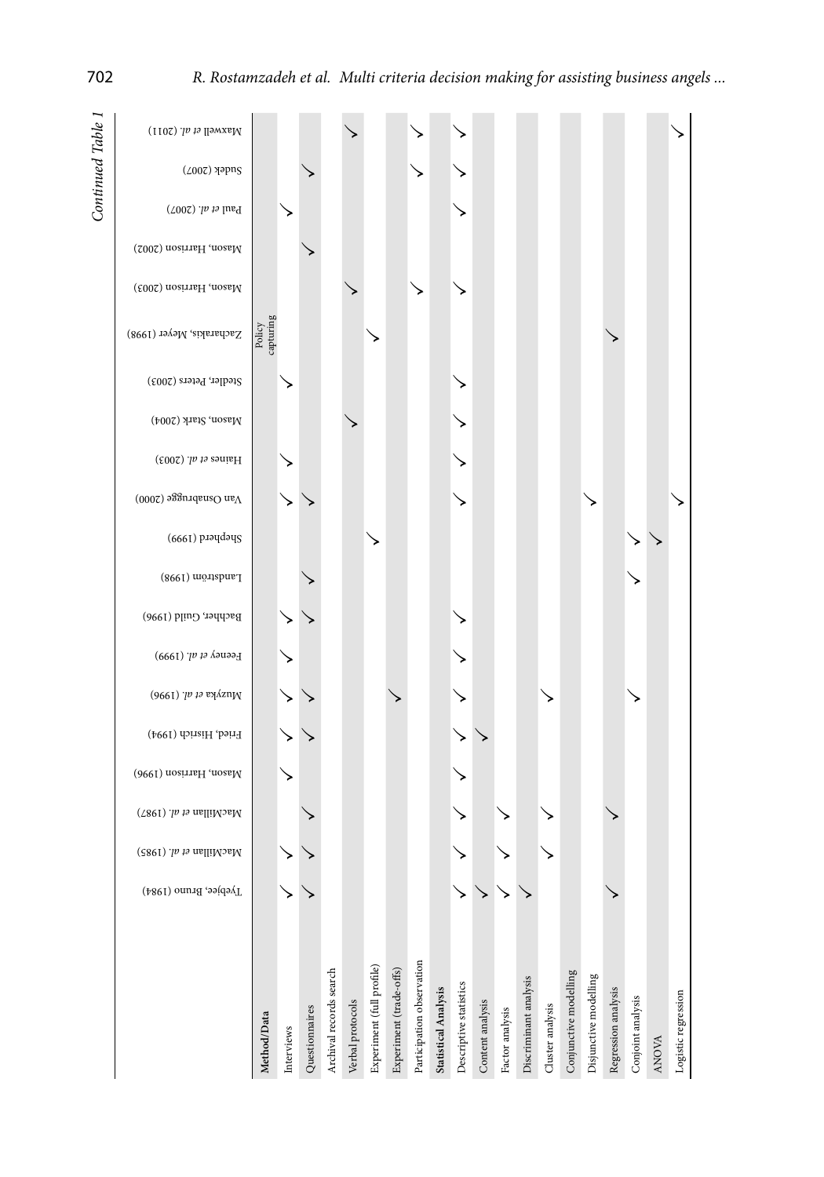*Continued Table 1*

| Method/Data | Interviews | Questionnaires | Archival records search | Verbal protocols | Experiment (full profile) | Experiment (trade-offs) | Participation observation | Statistical Analysis | Descriptive statistics | Content analysis | Factor analysis | Discriminant analysis | Cluster analysis | Conjunctive modelling | Disjunctive modelling | Regression analysis | Conjoint analysis | ANOVA | Logistic regression |
|---|---|---|---|---|---|---|---|---|---|---|---|---|---|---|---|---|---|---|---|
| Tyebjee, Bruno (1984) | ✓ | ✓ | | | | | | | ✓ | ✓ | ✓ | ✓ | | | | ✓ | | | |
| MacMillan *et al.* (1985) | ✓ | ✓ | | | | | | | ✓ | | ✓ | | ✓ | | | | | | |
| MacMillan *et al.* (1987) | | ✓ | | | | | | | ✓ | | ✓ | | ✓ | | | ✓ | | | |
| Mason, Harrison (1996) | ✓ | | | | | | | | ✓ | | | | | | | | | | |
| Fried, Hisrich (1994) | ✓ | ✓ | | | | | | | ✓ | ✓ | | | | | | | | | |
| Muzyka *et al.* (1996) | ✓ | ✓ | | | | ✓ | | | ✓ | | | | ✓ | | | | ✓ | | |
| Feeney *et al.* (1999) | ✓ | | | | | | | | ✓ | | | | | | | | | | |
| Bachher, Guild (1996) | ✓ | ✓ | | | | | | | ✓ | | | | | | | | | | |
| Landström (1998) | | ✓ | | | | | | | | | | | | | | | ✓ | | |
| Shepherd (1999) | | | | | ✓ | | | | | | | | | | | | ✓ | ✓ | |
| Van Osnabrugge (2000) | ✓ | ✓ | | | | | | | ✓ | | | | | | ✓ | | | | ✓ |
| Haines *et al.* (2003) | ✓ | | | | | | | | ✓ | | | | | | | | | | |
| Mason, Stark (2004) | | | | ✓ | | | | | ✓ | | | | | | | | | | |
| Stedler, Peters (2003) | ✓ | | | | | | | | ✓ | | | | | | | | | | |
| Zacharakis, Meyer (1998) — Policy capturing | | | | | ✓ | | | | | | | | | | | ✓ | | | |
| Mason, Harrison (2003) | | | | ✓ | | | ✓ | | ✓ | | | | | | | | | | |
| Mason, Harrison (2002) | | ✓ | | | | | | | | | | | | | | | | | |
| Paul *et al.* (2007) | ✓ | | | | | | | | ✓ | | | | | | | | | | |
| Sudek (2007) | | ✓ | | | | | ✓ | | ✓ | | | | | | | | | | |
| Maxwell *et al.* (2011) | | | | ✓ | | | ✓ | | ✓ | | | | | | | | | | ✓ |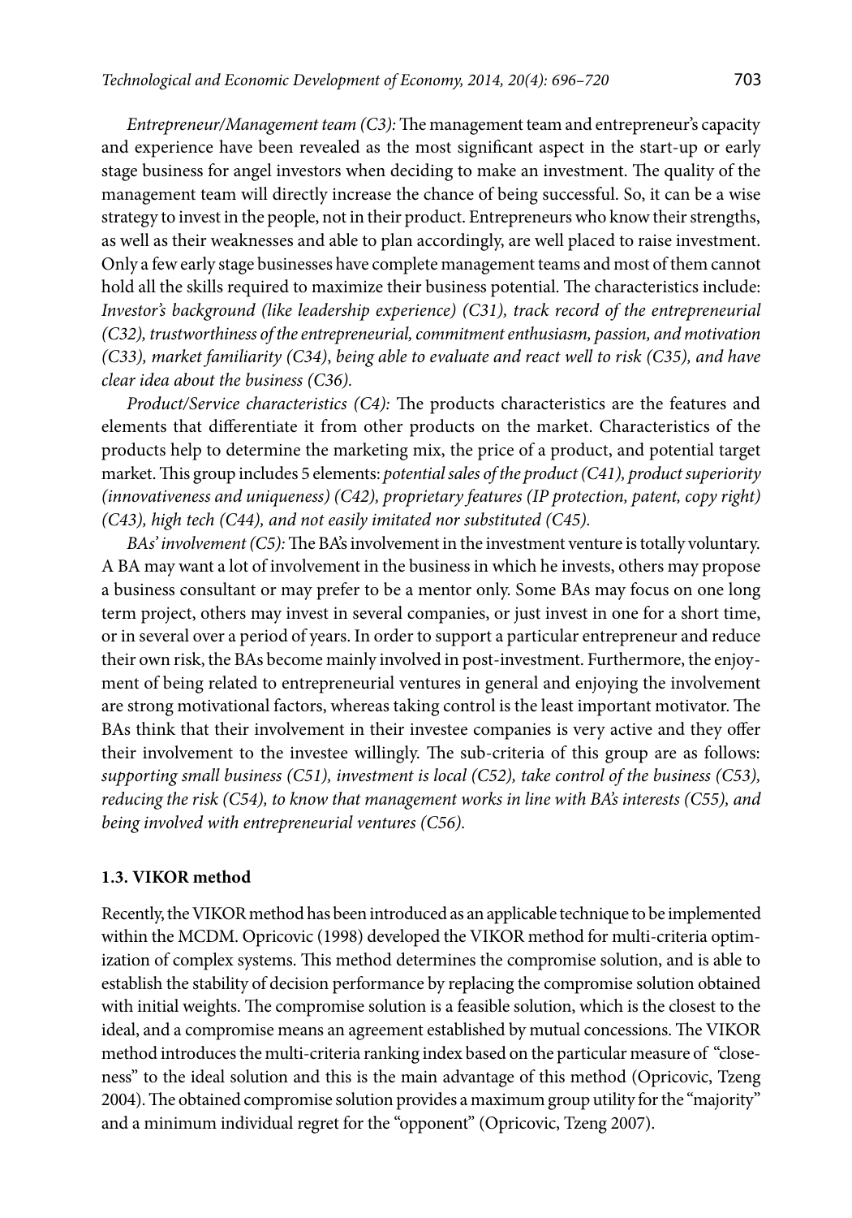*Entrepreneur/Management team (C3):* The management team and entrepreneur's capacity and experience have been revealed as the most significant aspect in the start-up or early stage business for angel investors when deciding to make an investment. The quality of the management team will directly increase the chance of being successful. So, it can be a wise strategy to invest in the people, not in their product. Entrepreneurs who know their strengths, as well as their weaknesses and able to plan accordingly, are well placed to raise investment. Only a few early stage businesses have complete management teams and most of them cannot hold all the skills required to maximize their business potential. The characteristics include: *Investor's background (like leadership experience) (C31), track record of the entrepreneurial (C32), trustworthiness of the entrepreneurial, commitment enthusiasm, passion, and motivation (C33), market familiarity (C34), being able to evaluate and react well to risk (C35), and have clear idea about the business (C36).*

*Product/Service characteristics (C4):* The products characteristics are the features and elements that differentiate it from other products on the market. Characteristics of the products help to determine the marketing mix, the price of a product, and potential target market. This group includes 5 elements: *potential sales of the product (C41), product superiority (innovativeness and uniqueness) (C42), proprietary features (IP protection, patent, copy right) (C43), high tech (C44), and not easily imitated nor substituted (C45).*

*BAs' involvement (C5):* The BA's involvement in the investment venture is totally voluntary. A BA may want a lot of involvement in the business in which he invests, others may propose a business consultant or may prefer to be a mentor only. Some BAs may focus on one long term project, others may invest in several companies, or just invest in one for a short time, or in several over a period of years. In order to support a particular entrepreneur and reduce their own risk, the BAs become mainly involved in post-investment. Furthermore, the enjoyment of being related to entrepreneurial ventures in general and enjoying the involvement are strong motivational factors, whereas taking control is the least important motivator. The BAs think that their involvement in their investee companies is very active and they offer their involvement to the investee willingly. The sub-criteria of this group are as follows: *supporting small business (C51), investment is local (C52), take control of the business (C53), reducing the risk (C54), to know that management works in line with BA's interests (C55), and being involved with entrepreneurial ventures (C56).*

### 1.3. VIKOR method

Recently, the VIKOR method has been introduced as an applicable technique to be implemented within the MCDM. Opricovic (1998) developed the VIKOR method for multi-criteria optimization of complex systems. This method determines the compromise solution, and is able to establish the stability of decision performance by replacing the compromise solution obtained with initial weights. The compromise solution is a feasible solution, which is the closest to the ideal, and a compromise means an agreement established by mutual concessions. The VIKOR method introduces the multi-criteria ranking index based on the particular measure of "closeness" to the ideal solution and this is the main advantage of this method (Opricovic, Tzeng 2004). The obtained compromise solution provides a maximum group utility for the "majority" and a minimum individual regret for the "opponent" (Opricovic, Tzeng 2007).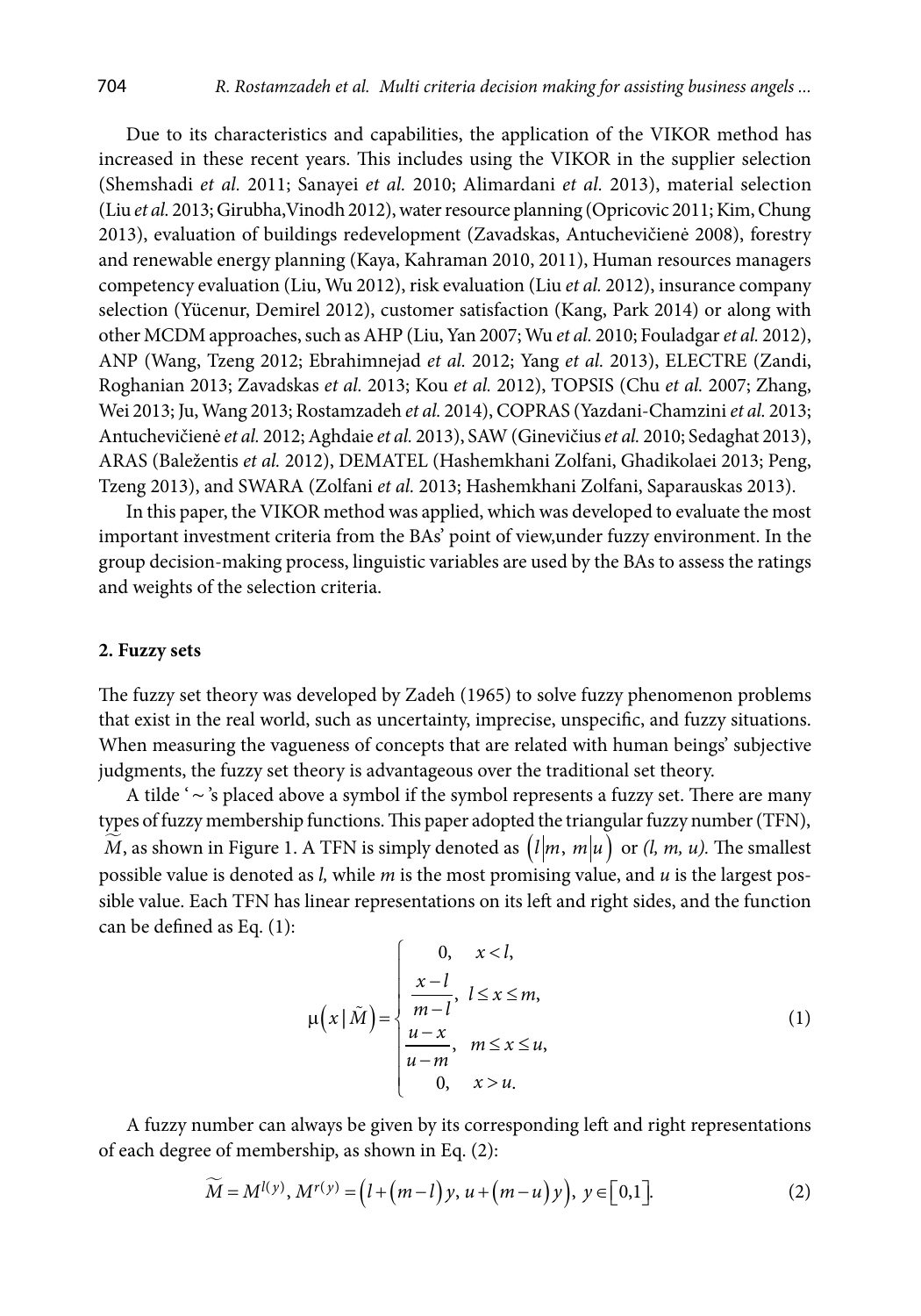Due to its characteristics and capabilities, the application of the VIKOR method has increased in these recent years. This includes using the VIKOR in the supplier selection (Shemshadi *et al.* 2011; Sanayei *et al.* 2010; Alimardani *et al.* 2013), material selection (Liu *et al.* 2013; Girubha,Vinodh 2012), water resource planning (Opricovic 2011; Kim, Chung 2013), evaluation of buildings redevelopment (Zavadskas, Antuchevičienė 2008), forestry and renewable energy planning (Kaya, Kahraman 2010, 2011), Human resources managers competency evaluation (Liu, Wu 2012), risk evaluation (Liu *et al.* 2012), insurance company selection (Yücenur, Demirel 2012), customer satisfaction (Kang, Park 2014) or along with other MCDM approaches, such as AHP (Liu, Yan 2007; Wu *et al.* 2010; Fouladgar *et al.* 2012), ANP (Wang, Tzeng 2012; Ebrahimnejad *et al.* 2012; Yang *et al.* 2013), ELECTRE (Zandi, Roghanian 2013; Zavadskas *et al.* 2013; Kou *et al.* 2012), TOPSIS (Chu *et al.* 2007; Zhang, Wei 2013; Ju, Wang 2013; Rostamzadeh *et al.* 2014), COPRAS (Yazdani-Chamzini *et al.* 2013; Antuchevičienė *et al.* 2012; Aghdaie *et al.* 2013), SAW (Ginevičius *et al.* 2010; Sedaghat 2013), ARAS (Baležentis *et al.* 2012), DEMATEL (Hashemkhani Zolfani, Ghadikolaei 2013; Peng, Tzeng 2013), and SWARA (Zolfani *et al.* 2013; Hashemkhani Zolfani, Saparauskas 2013).

In this paper, the VIKOR method was applied, which was developed to evaluate the most important investment criteria from the BAs' point of view,under fuzzy environment. In the group decision-making process, linguistic variables are used by the BAs to assess the ratings and weights of the selection criteria.

## 2. Fuzzy sets

The fuzzy set theory was developed by Zadeh (1965) to solve fuzzy phenomenon problems that exist in the real world, such as uncertainty, imprecise, unspecific, and fuzzy situations. When measuring the vagueness of concepts that are related with human beings' subjective judgments, the fuzzy set theory is advantageous over the traditional set theory.

A tilde '~'s placed above a symbol if the symbol represents a fuzzy set. There are many types of fuzzy membership functions. This paper adopted the triangular fuzzy number (TFN), $\widetilde{M}$, as shown in Figure 1. A TFN is simply denoted as $\left(l|m,\ m|u\right)$ or *(l, m, u)*. The smallest possible value is denoted as *l*, while *m* is the most promising value, and *u* is the largest possible value. Each TFN has linear representations on its left and right sides, and the function can be defined as Eq. (1):

$$\mu\left(x\,|\,\tilde{M}\right)=\begin{cases}0, & x<l,\\ \dfrac{x-l}{m-l}, & l\le x\le m,\\ \dfrac{u-x}{u-m}, & m\le x\le u,\\ 0, & x>u.\end{cases}\tag{1}$$

A fuzzy number can always be given by its corresponding left and right representations of each degree of membership, as shown in Eq. (2):

$$\widetilde{M}=M^{l(y)},\,M^{r(y)}=\left(l+\left(m-l\right)y,\ u+\left(m-u\right)y\right),\ y\in\left[0,1\right].\tag{2}$$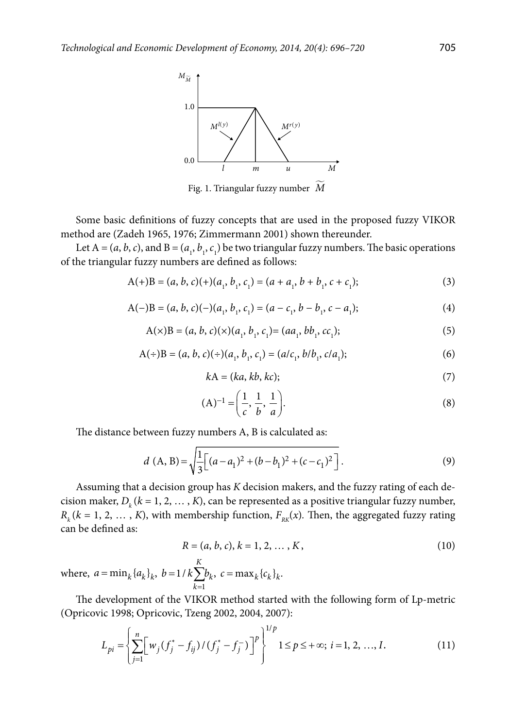Fig. 1. Triangular fuzzy number $\widetilde{M}$

Some basic definitions of fuzzy concepts that are used in the proposed fuzzy VIKOR method are (Zadeh 1965, 1976; Zimmermann 2001) shown thereunder.

Let A = $(a, b, c)$, and B = $(a_1, b_1, c_1)$ be two triangular fuzzy numbers. The basic operations of the triangular fuzzy numbers are defined as follows:

$$\mathrm{A}(+)\mathrm{B} = (a, b, c)(+)(a_1, b_1, c_1) = (a + a_1, b + b_1, c + c_1); \tag{3}$$

$$\mathrm{A}(-)\mathrm{B} = (a, b, c)(-)(a_1, b_1, c_1) = (a - c_1, b - b_1, c - a_1); \tag{4}$$

$$\mathrm{A}(\times)\mathrm{B} = (a, b, c)(\times)(a_1, b_1, c_1) = (aa_1, bb_1, cc_1); \tag{5}$$

$$\mathrm{A}(\div)\mathrm{B} = (a, b, c)(\div)(a_1, b_1, c_1) = (a/c_1, b/b_1, c/a_1); \tag{6}$$

$$k\mathrm{A} = (ka, kb, kc); \tag{7}$$

$$(\mathrm{A})^{-1} = \left(\frac{1}{c}, \frac{1}{b}, \frac{1}{a}\right). \tag{8}$$

The distance between fuzzy numbers A, B is calculated as:

$$d\ (\mathrm{A}, \mathrm{B}) = \sqrt{\frac{1}{3}\left[(a - a_1)^2 + (b - b_1)^2 + (c - c_1)^2\right]}. \tag{9}$$

Assuming that a decision group has $K$ decision makers, and the fuzzy rating of each decision maker, $D_k$ ($k$ = 1, 2, … , $K$), can be represented as a positive triangular fuzzy number, $R_k$ ($k$ = 1, 2, … , $K$), with membership function, $F_{RK}(x)$. Then, the aggregated fuzzy rating can be defined as:

$$R = (a, b, c), k = 1, 2, \ldots, K, \tag{10}$$

where, $a = \min_k \{a_k\}_k,\ b = 1/k \sum_{k=1}^{K} b_k,\ c = \max_k \{c_k\}_k$.

The development of the VIKOR method started with the following form of Lp-metric (Opricovic 1998; Opricovic, Tzeng 2002, 2004, 2007):

$$L_{pi} = \left\{ \sum_{j=1}^{n} \left[ w_j (f_j^* - f_{ij}) / (f_j^* - f_j^-) \right]^p \right\}^{1/p} \quad 1 \le p \le +\infty;\ i = 1, 2, \ldots, I. \tag{11}$$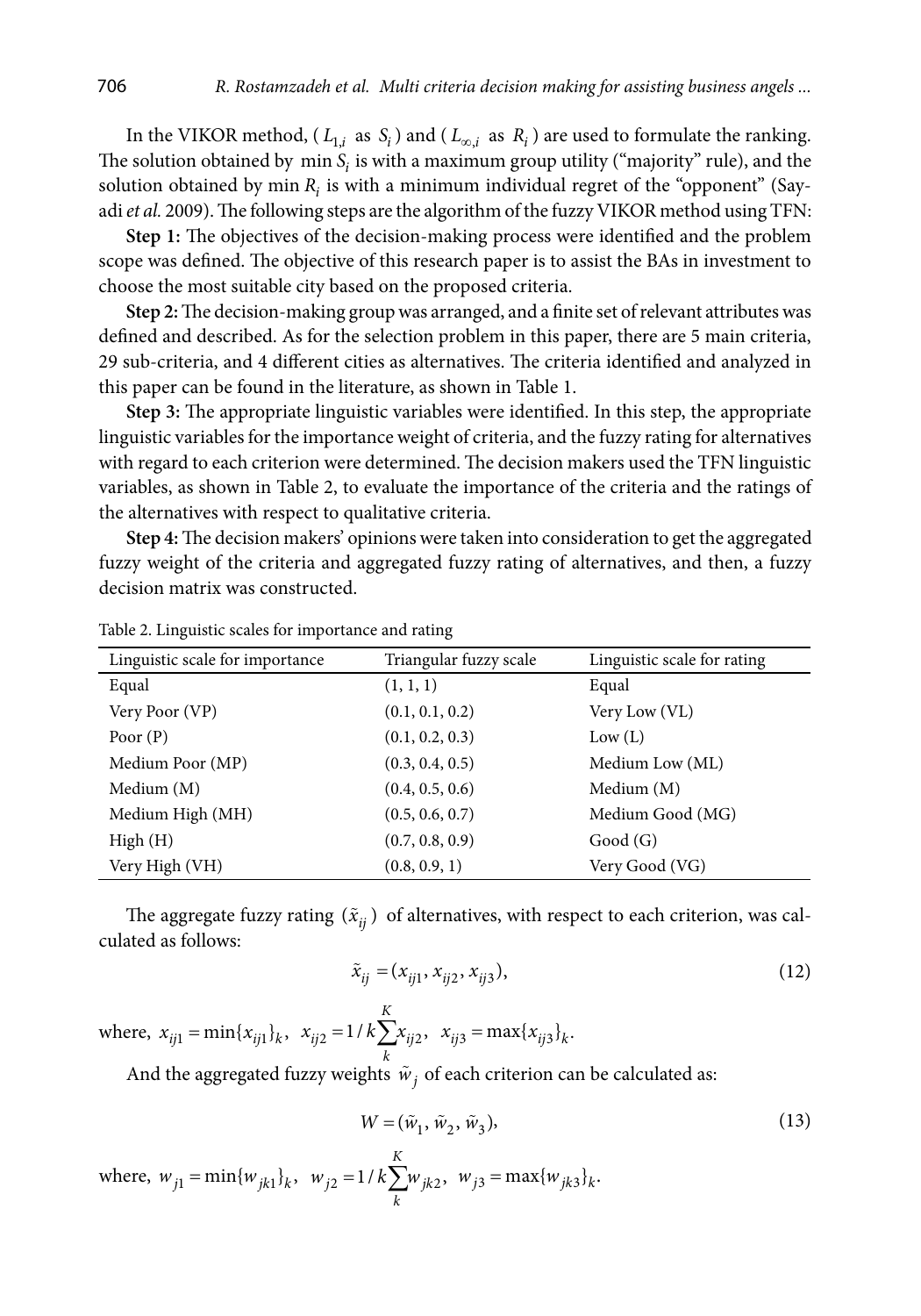In the VIKOR method, ($L_{1,i}$ as $S_i$) and ($L_{\infty,i}$ as $R_i$) are used to formulate the ranking. The solution obtained by $\min S_i$ is with a maximum group utility ("majority" rule), and the solution obtained by min $R_i$ is with a minimum individual regret of the "opponent" (Sayadi *et al.* 2009). The following steps are the algorithm of the fuzzy VIKOR method using TFN:

**Step 1:** The objectives of the decision-making process were identified and the problem scope was defined. The objective of this research paper is to assist the BAs in investment to choose the most suitable city based on the proposed criteria.

**Step 2:** The decision-making group was arranged, and a finite set of relevant attributes was defined and described. As for the selection problem in this paper, there are 5 main criteria, 29 sub-criteria, and 4 different cities as alternatives. The criteria identified and analyzed in this paper can be found in the literature, as shown in Table 1.

**Step 3:** The appropriate linguistic variables were identified. In this step, the appropriate linguistic variables for the importance weight of criteria, and the fuzzy rating for alternatives with regard to each criterion were determined. The decision makers used the TFN linguistic variables, as shown in Table 2, to evaluate the importance of the criteria and the ratings of the alternatives with respect to qualitative criteria.

**Step 4:** The decision makers' opinions were taken into consideration to get the aggregated fuzzy weight of the criteria and aggregated fuzzy rating of alternatives, and then, a fuzzy decision matrix was constructed.

Table 2. Linguistic scales for importance and rating

| Linguistic scale for importance | Triangular fuzzy scale | Linguistic scale for rating |
|---|---|---|
| Equal | (1, 1, 1) | Equal |
| Very Poor (VP) | (0.1, 0.1, 0.2) | Very Low (VL) |
| Poor (P) | (0.1, 0.2, 0.3) | Low (L) |
| Medium Poor (MP) | (0.3, 0.4, 0.5) | Medium Low (ML) |
| Medium (M) | (0.4, 0.5, 0.6) | Medium (M) |
| Medium High (MH) | (0.5, 0.6, 0.7) | Medium Good (MG) |
| High (H) | (0.7, 0.8, 0.9) | Good (G) |
| Very High (VH) | (0.8, 0.9, 1) | Very Good (VG) |

The aggregate fuzzy rating $(\tilde{x}_{ij})$ of alternatives, with respect to each criterion, was calculated as follows:

$$\tilde{x}_{ij} = (x_{ij1}, x_{ij2}, x_{ij3}), \tag{12}$$

where, $x_{ij1} = \min\{x_{ij1}\}_k, \; x_{ij2} = 1/k\sum_{k}^{K} x_{ij2}, \; x_{ij3} = \max\{x_{ij3}\}_k$.

And the aggregated fuzzy weights $\tilde{w}_j$ of each criterion can be calculated as:

$$W = (\tilde{w}_1, \tilde{w}_2, \tilde{w}_3), \tag{13}$$

where, $w_{j1} = \min\{w_{jk1}\}_k, \; w_{j2} = 1/k\sum_{k}^{K} w_{jk2}, \; w_{j3} = \max\{w_{jk3}\}_k$.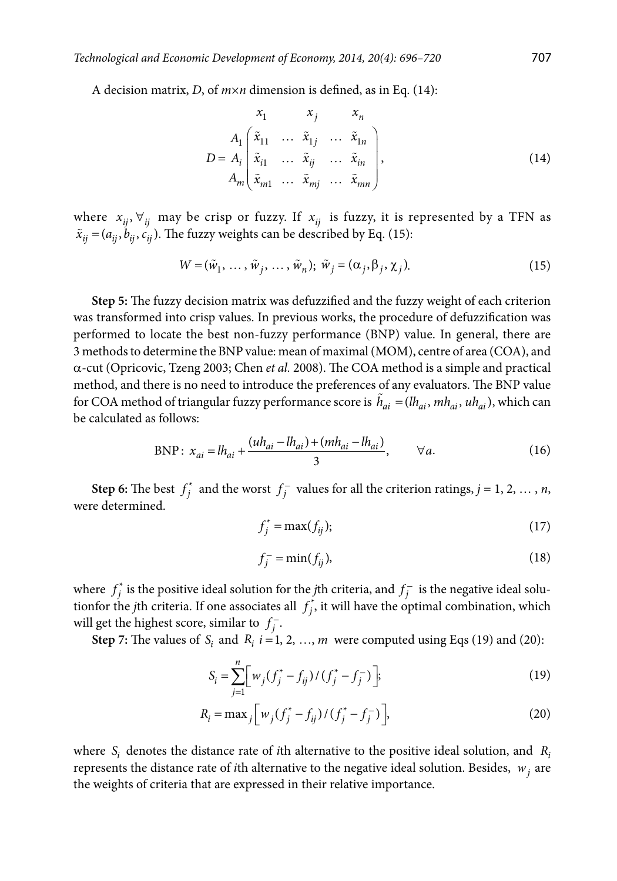A decision matrix, $D$, of $m \times n$ dimension is defined, as in Eq. (14):

$$D = \begin{array}{c} \\ A_1 \\ A_i \\ A_m \end{array} \begin{array}{c} \begin{array}{ccccc} x_1 & & x_j & & x_n \end{array} \\ \begin{pmatrix} \tilde{x}_{11} & \dots & \tilde{x}_{1j} & \dots & \tilde{x}_{1n} \\ \tilde{x}_{i1} & \dots & \tilde{x}_{ij} & \dots & \tilde{x}_{in} \\ \tilde{x}_{m1} & \dots & \tilde{x}_{mj} & \dots & \tilde{x}_{mn} \end{pmatrix} \end{array}, \tag{14}$$

where $x_{ij}, \forall_{ij}$ may be crisp or fuzzy. If $x_{ij}$ is fuzzy, it is represented by a TFN as $\tilde{x}_{ij} = (a_{ij}, b_{ij}, c_{ij})$. The fuzzy weights can be described by Eq. (15):

$$W = (\tilde{w}_1, \dots, \tilde{w}_j, \dots, \tilde{w}_n); \; \tilde{w}_j = (\alpha_j, \beta_j, \chi_j). \tag{15}$$

**Step 5:** The fuzzy decision matrix was defuzzified and the fuzzy weight of each criterion was transformed into crisp values. In previous works, the procedure of defuzzification was performed to locate the best non-fuzzy performance (BNP) value. In general, there are 3 methods to determine the BNP value: mean of maximal (MOM), centre of area (COA), and $\alpha$-cut (Opricovic, Tzeng 2003; Chen *et al.* 2008). The COA method is a simple and practical method, and there is no need to introduce the preferences of any evaluators. The BNP value for COA method of triangular fuzzy performance score is $\tilde{h}_{ai} = (lh_{ai}, mh_{ai}, uh_{ai})$, which can be calculated as follows:

$$\text{BNP}: \; x_{ai} = lh_{ai} + \frac{(uh_{ai} - lh_{ai}) + (mh_{ai} - lh_{ai})}{3}, \qquad \forall a. \tag{16}$$

**Step 6:** The best $f_j^*$ and the worst $f_j^-$ values for all the criterion ratings, $j = 1, 2, \dots, n$, were determined.

$$f_j^* = \max(f_{ij}); \tag{17}$$

$$f_j^- = \min(f_{ij}), \tag{18}$$

where $f_j^*$ is the positive ideal solution for the $j$th criteria, and $f_j^-$ is the negative ideal solutionfor the $j$th criteria. If one associates all $f_j^*$, it will have the optimal combination, which will get the highest score, similar to $f_j^-$.

**Step 7:** The values of $S_i$ and $R_i$ $i = 1, 2, \dots, m$ were computed using Eqs (19) and (20):

$$S_i = \sum_{j=1}^{n} \left[ w_j (f_j^* - f_{ij}) / (f_j^* - f_j^-) \right]; \tag{19}$$

$$R_i = \max_j \left[ w_j (f_j^* - f_{ij}) / (f_j^* - f_j^-) \right], \tag{20}$$

where $S_i$ denotes the distance rate of $i$th alternative to the positive ideal solution, and $R_i$ represents the distance rate of $i$th alternative to the negative ideal solution. Besides, $w_j$ are the weights of criteria that are expressed in their relative importance.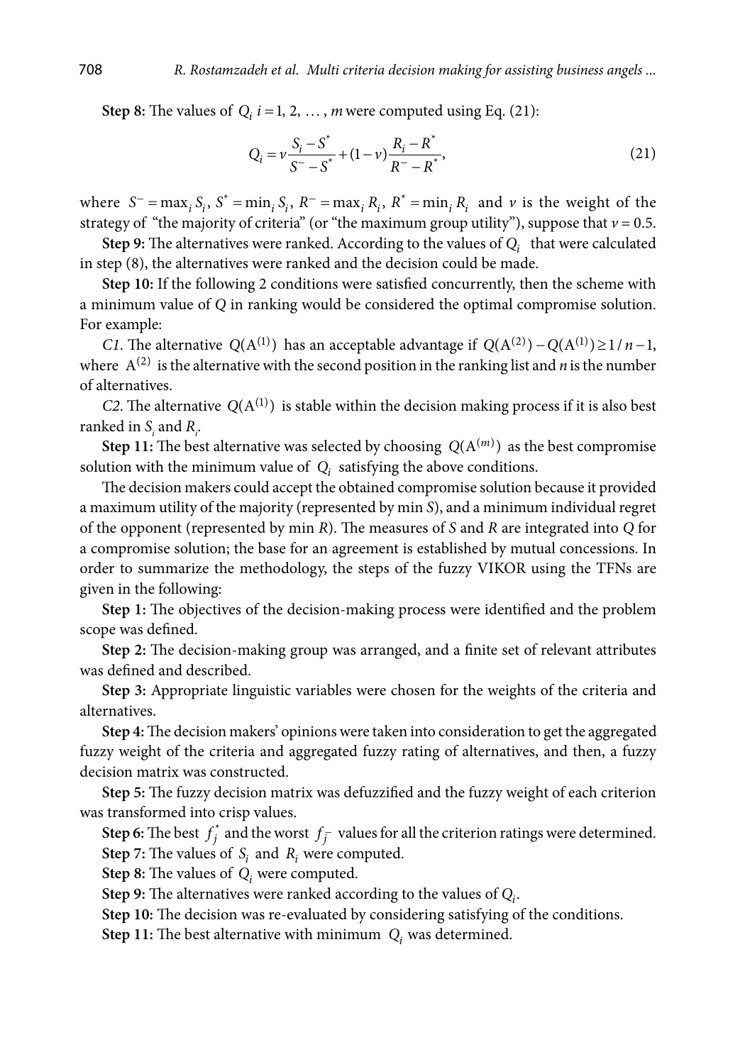**Step 8:** The values of $Q_i$ $i = 1, 2, \ldots, m$ were computed using Eq. (21):

$$Q_i = v\frac{S_i - S^*}{S^- - S^*} + (1-v)\frac{R_i - R^*}{R^- - R^*}, \tag{21}$$

where $S^- = \max_i S_i$, $S^* = \min_i S_i$, $R^- = \max_i R_i$, $R^* = \min_i R_i$ and $v$ is the weight of the strategy of "the majority of criteria" (or "the maximum group utility"), suppose that $v = 0.5$.

**Step 9:** The alternatives were ranked. According to the values of $Q_i$ that were calculated in step (8), the alternatives were ranked and the decision could be made.

**Step 10:** If the following 2 conditions were satisfied concurrently, then the scheme with a minimum value of $Q$ in ranking would be considered the optimal compromise solution. For example:

*C1*. The alternative $Q(A^{(1)})$ has an acceptable advantage if $Q(A^{(2)}) - Q(A^{(1)}) \geq 1/n-1$, where $A^{(2)}$ is the alternative with the second position in the ranking list and $n$ is the number of alternatives.

*C2*. The alternative $Q(A^{(1)})$ is stable within the decision making process if it is also best ranked in $S_i$ and $R_i$.

**Step 11:** The best alternative was selected by choosing $Q(A^{(m)})$ as the best compromise solution with the minimum value of $Q_i$ satisfying the above conditions.

The decision makers could accept the obtained compromise solution because it provided a maximum utility of the majority (represented by min $S$), and a minimum individual regret of the opponent (represented by min $R$). The measures of $S$ and $R$ are integrated into $Q$ for a compromise solution; the base for an agreement is established by mutual concessions. In order to summarize the methodology, the steps of the fuzzy VIKOR using the TFNs are given in the following:

**Step 1:** The objectives of the decision-making process were identified and the problem scope was defined.

**Step 2:** The decision-making group was arranged, and a finite set of relevant attributes was defined and described.

**Step 3:** Appropriate linguistic variables were chosen for the weights of the criteria and alternatives.

**Step 4:** The decision makers' opinions were taken into consideration to get the aggregated fuzzy weight of the criteria and aggregated fuzzy rating of alternatives, and then, a fuzzy decision matrix was constructed.

**Step 5:** The fuzzy decision matrix was defuzzified and the fuzzy weight of each criterion was transformed into crisp values.

**Step 6:** The best $f_j^*$ and the worst $f_j^-$ values for all the criterion ratings were determined.

**Step 7:** The values of $S_i$ and $R_i$ were computed.

**Step 8:** The values of $Q_i$ were computed.

**Step 9:** The alternatives were ranked according to the values of $Q_i$.

**Step 10:** The decision was re-evaluated by considering satisfying of the conditions.

**Step 11:** The best alternative with minimum $Q_i$ was determined.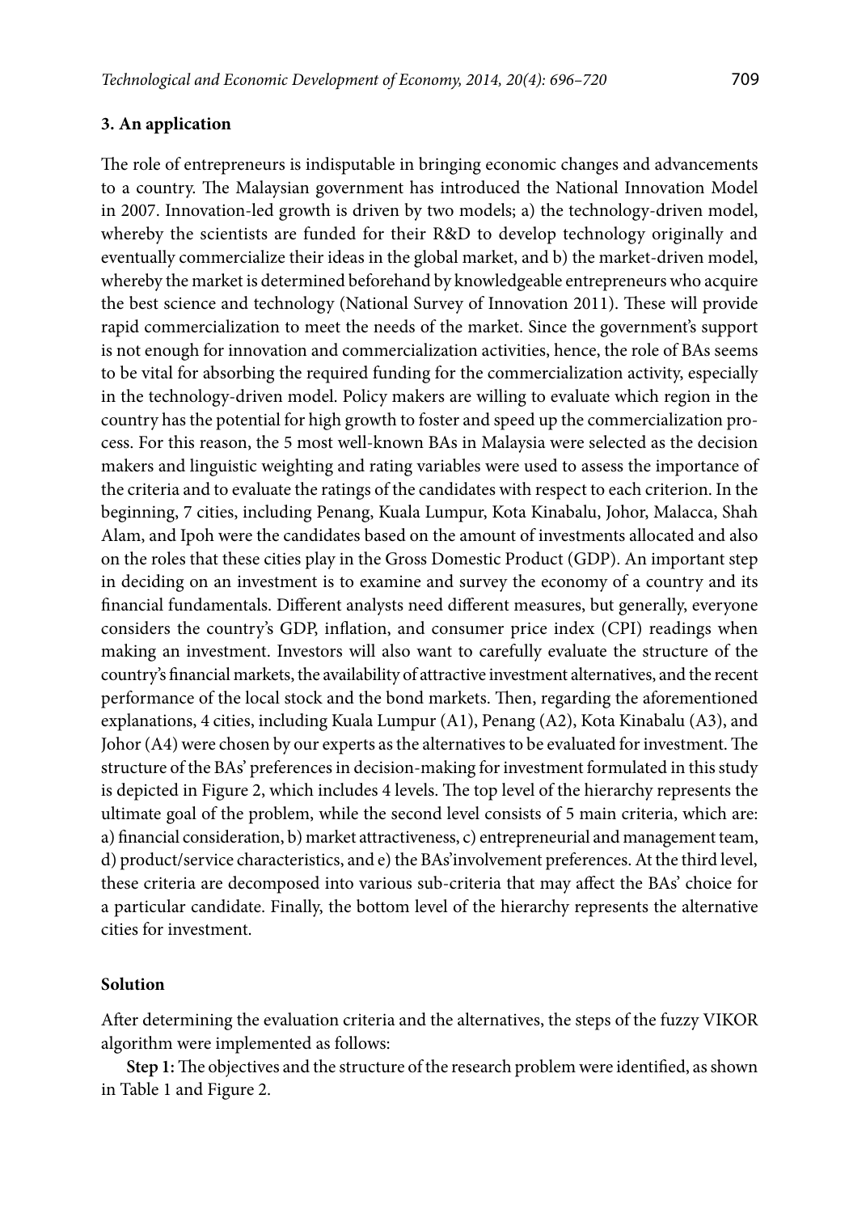## 3. An application

The role of entrepreneurs is indisputable in bringing economic changes and advancements to a country. The Malaysian government has introduced the National Innovation Model in 2007. Innovation-led growth is driven by two models; a) the technology-driven model, whereby the scientists are funded for their R&D to develop technology originally and eventually commercialize their ideas in the global market, and b) the market-driven model, whereby the market is determined beforehand by knowledgeable entrepreneurs who acquire the best science and technology (National Survey of Innovation 2011). These will provide rapid commercialization to meet the needs of the market. Since the government's support is not enough for innovation and commercialization activities, hence, the role of BAs seems to be vital for absorbing the required funding for the commercialization activity, especially in the technology-driven model. Policy makers are willing to evaluate which region in the country has the potential for high growth to foster and speed up the commercialization process. For this reason, the 5 most well-known BAs in Malaysia were selected as the decision makers and linguistic weighting and rating variables were used to assess the importance of the criteria and to evaluate the ratings of the candidates with respect to each criterion. In the beginning, 7 cities, including Penang, Kuala Lumpur, Kota Kinabalu, Johor, Malacca, Shah Alam, and Ipoh were the candidates based on the amount of investments allocated and also on the roles that these cities play in the Gross Domestic Product (GDP). An important step in deciding on an investment is to examine and survey the economy of a country and its financial fundamentals. Different analysts need different measures, but generally, everyone considers the country's GDP, inflation, and consumer price index (CPI) readings when making an investment. Investors will also want to carefully evaluate the structure of the country's financial markets, the availability of attractive investment alternatives, and the recent performance of the local stock and the bond markets. Then, regarding the aforementioned explanations, 4 cities, including Kuala Lumpur (A1), Penang (A2), Kota Kinabalu (A3), and Johor (A4) were chosen by our experts as the alternatives to be evaluated for investment. The structure of the BAs' preferences in decision-making for investment formulated in this study is depicted in Figure 2, which includes 4 levels. The top level of the hierarchy represents the ultimate goal of the problem, while the second level consists of 5 main criteria, which are: a) financial consideration, b) market attractiveness, c) entrepreneurial and management team, d) product/service characteristics, and e) the BAs'involvement preferences. At the third level, these criteria are decomposed into various sub-criteria that may affect the BAs' choice for a particular candidate. Finally, the bottom level of the hierarchy represents the alternative cities for investment.

### Solution

After determining the evaluation criteria and the alternatives, the steps of the fuzzy VIKOR algorithm were implemented as follows:

**Step 1:** The objectives and the structure of the research problem were identified, as shown in Table 1 and Figure 2.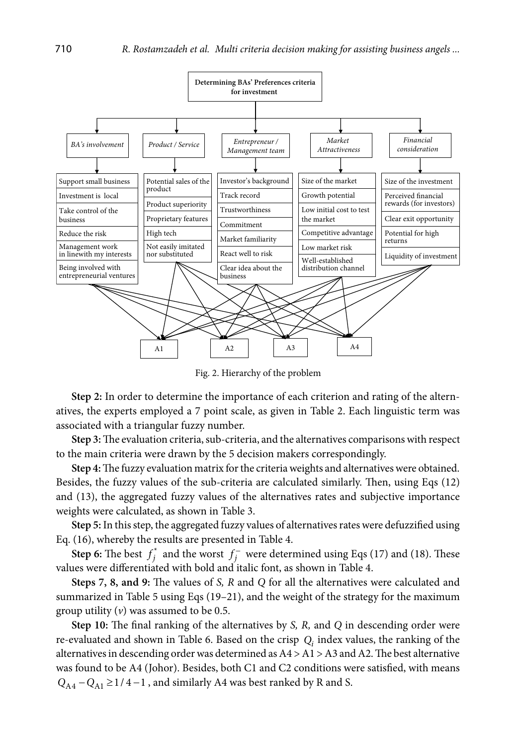**Determining BAs' Preferences criteria for investment**

- *BA's involvement*
  - Support small business
  - Investment is local
  - Take control of the business
  - Reduce the risk
  - Management work in linewith my interests
  - Being involved with entrepreneurial ventures
- *Product / Service*
  - Potential sales of the product
  - Product superiority
  - Proprietary features
  - High tech
  - Not easily imitated nor substituted
- *Entrepreneur / Management team*
  - Investor's background
  - Track record
  - Trustworthiness
  - Commitment
  - Market familiarity
  - React well to risk
  - Clear idea about the business
- *Market Attractiveness*
  - Size of the market
  - Growth potential
  - Low initial cost to test the market
  - Competitive advantage
  - Low market risk
  - Well-established distribution channel
- *Financial consideration*
  - Size of the investment
  - Perceived financial rewards (for investors)
  - Clear exit opportunity
  - Potential for high returns
  - Liquidity of investment

A1 A2 A3 A4

Fig. 2. Hierarchy of the problem

**Step 2:** In order to determine the importance of each criterion and rating of the alternatives, the experts employed a 7 point scale, as given in Table 2. Each linguistic term was associated with a triangular fuzzy number.

**Step 3:** The evaluation criteria, sub-criteria, and the alternatives comparisons with respect to the main criteria were drawn by the 5 decision makers correspondingly.

**Step 4:** The fuzzy evaluation matrix for the criteria weights and alternatives were obtained. Besides, the fuzzy values of the sub-criteria are calculated similarly. Then, using Eqs (12) and (13), the aggregated fuzzy values of the alternatives rates and subjective importance weights were calculated, as shown in Table 3.

**Step 5:** In this step, the aggregated fuzzy values of alternatives rates were defuzzified using Eq. (16), whereby the results are presented in Table 4.

**Step 6:** The best $f_j^*$ and the worst $f_j^-$ were determined using Eqs (17) and (18). These values were differentiated with bold and italic font, as shown in Table 4.

**Steps 7, 8, and 9:** The values of *S, R* and *Q* for all the alternatives were calculated and summarized in Table 5 using Eqs (19–21), and the weight of the strategy for the maximum group utility ($v$) was assumed to be 0.5.

**Step 10:** The final ranking of the alternatives by *S, R,* and *Q* in descending order were re-evaluated and shown in Table 6. Based on the crisp $Q_i$ index values, the ranking of the alternatives in descending order was determined as A4 > A1 > A3 and A2. The best alternative was found to be A4 (Johor). Besides, both C1 and C2 conditions were satisfied, with means $Q_{A4} - Q_{A1} \geq 1/4 - 1$, and similarly A4 was best ranked by R and S.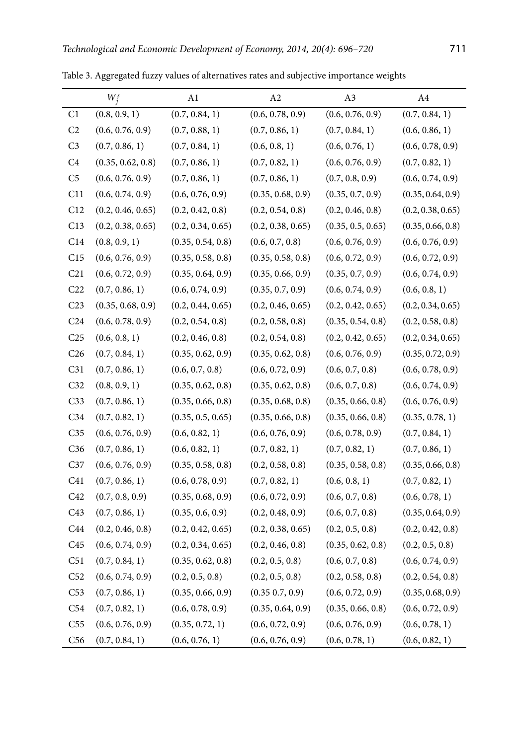Table 3. Aggregated fuzzy values of alternatives rates and subjective importance weights

| | $W_j^s$ | A1 | A2 | A3 | A4 |
|---|---|---|---|---|---|
| C1 | (0.8, 0.9, 1) | (0.7, 0.84, 1) | (0.6, 0.78, 0.9) | (0.6, 0.76, 0.9) | (0.7, 0.84, 1) |
| C2 | (0.6, 0.76, 0.9) | (0.7, 0.88, 1) | (0.7, 0.86, 1) | (0.7, 0.84, 1) | (0.6, 0.86, 1) |
| C3 | (0.7, 0.86, 1) | (0.7, 0.84, 1) | (0.6, 0.8, 1) | (0.6, 0.76, 1) | (0.6, 0.78, 0.9) |
| C4 | (0.35, 0.62, 0.8) | (0.7, 0.86, 1) | (0.7, 0.82, 1) | (0.6, 0.76, 0.9) | (0.7, 0.82, 1) |
| C5 | (0.6, 0.76, 0.9) | (0.7, 0.86, 1) | (0.7, 0.86, 1) | (0.7, 0.8, 0.9) | (0.6, 0.74, 0.9) |
| C11 | (0.6, 0.74, 0.9) | (0.6, 0.76, 0.9) | (0.35, 0.68, 0.9) | (0.35, 0.7, 0.9) | (0.35, 0.64, 0.9) |
| C12 | (0.2, 0.46, 0.65) | (0.2, 0.42, 0.8) | (0.2, 0.54, 0.8) | (0.2, 0.46, 0.8) | (0.2, 0.38, 0.65) |
| C13 | (0.2, 0.38, 0.65) | (0.2, 0.34, 0.65) | (0.2, 0.38, 0.65) | (0.35, 0.5, 0.65) | (0.35, 0.66, 0.8) |
| C14 | (0.8, 0.9, 1) | (0.35, 0.54, 0.8) | (0.6, 0.7, 0.8) | (0.6, 0.76, 0.9) | (0.6, 0.76, 0.9) |
| C15 | (0.6, 0.76, 0.9) | (0.35, 0.58, 0.8) | (0.35, 0.58, 0.8) | (0.6, 0.72, 0.9) | (0.6, 0.72, 0.9) |
| C21 | (0.6, 0.72, 0.9) | (0.35, 0.64, 0.9) | (0.35, 0.66, 0.9) | (0.35, 0.7, 0.9) | (0.6, 0.74, 0.9) |
| C22 | (0.7, 0.86, 1) | (0.6, 0.74, 0.9) | (0.35, 0.7, 0.9) | (0.6, 0.74, 0.9) | (0.6, 0.8, 1) |
| C23 | (0.35, 0.68, 0.9) | (0.2, 0.44, 0.65) | (0.2, 0.46, 0.65) | (0.2, 0.42, 0.65) | (0.2, 0.34, 0.65) |
| C24 | (0.6, 0.78, 0.9) | (0.2, 0.54, 0.8) | (0.2, 0.58, 0.8) | (0.35, 0.54, 0.8) | (0.2, 0.58, 0.8) |
| C25 | (0.6, 0.8, 1) | (0.2, 0.46, 0.8) | (0.2, 0.54, 0.8) | (0.2, 0.42, 0.65) | (0.2, 0.34, 0.65) |
| C26 | (0.7, 0.84, 1) | (0.35, 0.62, 0.9) | (0.35, 0.62, 0.8) | (0.6, 0.76, 0.9) | (0.35, 0.72, 0.9) |
| C31 | (0.7, 0.86, 1) | (0.6, 0.7, 0.8) | (0.6, 0.72, 0.9) | (0.6, 0.7, 0.8) | (0.6, 0.78, 0.9) |
| C32 | (0.8, 0.9, 1) | (0.35, 0.62, 0.8) | (0.35, 0.62, 0.8) | (0.6, 0.7, 0.8) | (0.6, 0.74, 0.9) |
| C33 | (0.7, 0.86, 1) | (0.35, 0.66, 0.8) | (0.35, 0.68, 0.8) | (0.35, 0.66, 0.8) | (0.6, 0.76, 0.9) |
| C34 | (0.7, 0.82, 1) | (0.35, 0.5, 0.65) | (0.35, 0.66, 0.8) | (0.35, 0.66, 0.8) | (0.35, 0.78, 1) |
| C35 | (0.6, 0.76, 0.9) | (0.6, 0.82, 1) | (0.6, 0.76, 0.9) | (0.6, 0.78, 0.9) | (0.7, 0.84, 1) |
| C36 | (0.7, 0.86, 1) | (0.6, 0.82, 1) | (0.7, 0.82, 1) | (0.7, 0.82, 1) | (0.7, 0.86, 1) |
| C37 | (0.6, 0.76, 0.9) | (0.35, 0.58, 0.8) | (0.2, 0.58, 0.8) | (0.35, 0.58, 0.8) | (0.35, 0.66, 0.8) |
| C41 | (0.7, 0.86, 1) | (0.6, 0.78, 0.9) | (0.7, 0.82, 1) | (0.6, 0.8, 1) | (0.7, 0.82, 1) |
| C42 | (0.7, 0.8, 0.9) | (0.35, 0.68, 0.9) | (0.6, 0.72, 0.9) | (0.6, 0.7, 0.8) | (0.6, 0.78, 1) |
| C43 | (0.7, 0.86, 1) | (0.35, 0.6, 0.9) | (0.2, 0.48, 0.9) | (0.6, 0.7, 0.8) | (0.35, 0.64, 0.9) |
| C44 | (0.2, 0.46, 0.8) | (0.2, 0.42, 0.65) | (0.2, 0.38, 0.65) | (0.2, 0.5, 0.8) | (0.2, 0.42, 0.8) |
| C45 | (0.6, 0.74, 0.9) | (0.2, 0.34, 0.65) | (0.2, 0.46, 0.8) | (0.35, 0.62, 0.8) | (0.2, 0.5, 0.8) |
| C51 | (0.7, 0.84, 1) | (0.35, 0.62, 0.8) | (0.2, 0.5, 0.8) | (0.6, 0.7, 0.8) | (0.6, 0.74, 0.9) |
| C52 | (0.6, 0.74, 0.9) | (0.2, 0.5, 0.8) | (0.2, 0.5, 0.8) | (0.2, 0.58, 0.8) | (0.2, 0.54, 0.8) |
| C53 | (0.7, 0.86, 1) | (0.35, 0.66, 0.9) | (0.35 0.7, 0.9) | (0.6, 0.72, 0.9) | (0.35, 0.68, 0.9) |
| C54 | (0.7, 0.82, 1) | (0.6, 0.78, 0.9) | (0.35, 0.64, 0.9) | (0.35, 0.66, 0.8) | (0.6, 0.72, 0.9) |
| C55 | (0.6, 0.76, 0.9) | (0.35, 0.72, 1) | (0.6, 0.72, 0.9) | (0.6, 0.76, 0.9) | (0.6, 0.78, 1) |
| C56 | (0.7, 0.84, 1) | (0.6, 0.76, 1) | (0.6, 0.76, 0.9) | (0.6, 0.78, 1) | (0.6, 0.82, 1) |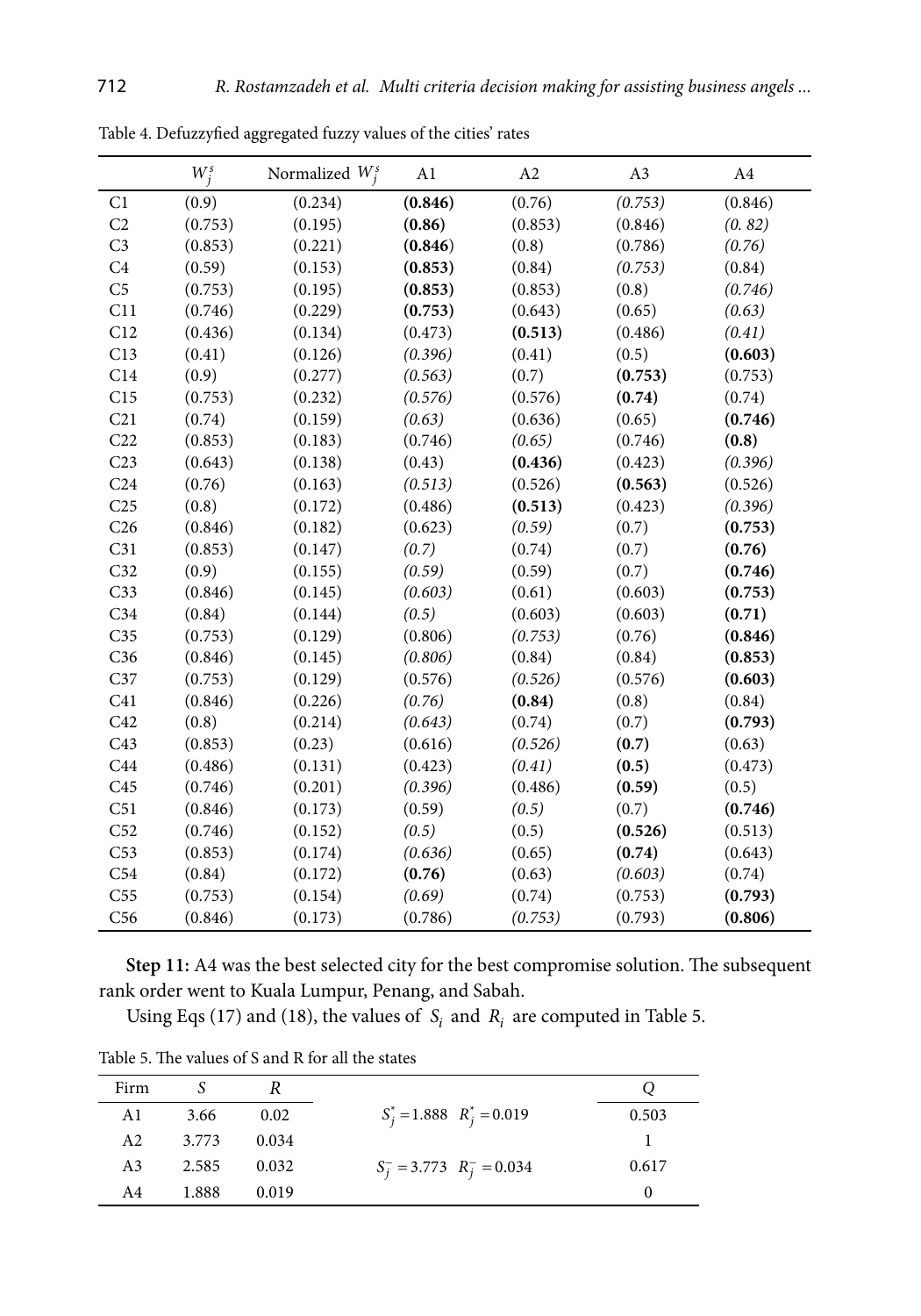Table 4. Defuzzyfied aggregated fuzzy values of the cities' rates

|  | $W_j^s$ | Normalized $W_j^s$ | A1 | A2 | A3 | A4 |
|---|---|---|---|---|---|---|
| C1 | (0.9) | (0.234) | **(0.846)** | (0.76) | *(0.753)* | (0.846) |
| C2 | (0.753) | (0.195) | **(0.86)** | (0.853) | (0.846) | *(0. 82)* |
| C3 | (0.853) | (0.221) | **(0.846)** | (0.8) | (0.786) | *(0.76)* |
| C4 | (0.59) | (0.153) | **(0.853)** | (0.84) | *(0.753)* | (0.84) |
| C5 | (0.753) | (0.195) | **(0.853)** | (0.853) | (0.8) | *(0.746)* |
| C11 | (0.746) | (0.229) | **(0.753)** | (0.643) | (0.65) | *(0.63)* |
| C12 | (0.436) | (0.134) | (0.473) | **(0.513)** | (0.486) | *(0.41)* |
| C13 | (0.41) | (0.126) | *(0.396)* | (0.41) | (0.5) | **(0.603)** |
| C14 | (0.9) | (0.277) | *(0.563)* | (0.7) | **(0.753)** | (0.753) |
| C15 | (0.753) | (0.232) | *(0.576)* | (0.576) | **(0.74)** | (0.74) |
| C21 | (0.74) | (0.159) | *(0.63)* | (0.636) | (0.65) | **(0.746)** |
| C22 | (0.853) | (0.183) | (0.746) | *(0.65)* | (0.746) | **(0.8)** |
| C23 | (0.643) | (0.138) | (0.43) | **(0.436)** | (0.423) | *(0.396)* |
| C24 | (0.76) | (0.163) | *(0.513)* | (0.526) | **(0.563)** | (0.526) |
| C25 | (0.8) | (0.172) | (0.486) | **(0.513)** | (0.423) | *(0.396)* |
| C26 | (0.846) | (0.182) | (0.623) | *(0.59)* | (0.7) | **(0.753)** |
| C31 | (0.853) | (0.147) | *(0.7)* | (0.74) | (0.7) | **(0.76)** |
| C32 | (0.9) | (0.155) | *(0.59)* | (0.59) | (0.7) | **(0.746)** |
| C33 | (0.846) | (0.145) | *(0.603)* | (0.61) | (0.603) | **(0.753)** |
| C34 | (0.84) | (0.144) | *(0.5)* | (0.603) | (0.603) | **(0.71)** |
| C35 | (0.753) | (0.129) | (0.806) | *(0.753)* | (0.76) | **(0.846)** |
| C36 | (0.846) | (0.145) | *(0.806)* | (0.84) | (0.84) | **(0.853)** |
| C37 | (0.753) | (0.129) | (0.576) | *(0.526)* | (0.576) | **(0.603)** |
| C41 | (0.846) | (0.226) | *(0.76)* | **(0.84)** | (0.8) | (0.84) |
| C42 | (0.8) | (0.214) | *(0.643)* | (0.74) | (0.7) | **(0.793)** |
| C43 | (0.853) | (0.23) | (0.616) | *(0.526)* | **(0.7)** | (0.63) |
| C44 | (0.486) | (0.131) | (0.423) | *(0.41)* | **(0.5)** | (0.473) |
| C45 | (0.746) | (0.201) | *(0.396)* | (0.486) | **(0.59)** | (0.5) |
| C51 | (0.846) | (0.173) | (0.59) | *(0.5)* | (0.7) | **(0.746)** |
| C52 | (0.746) | (0.152) | *(0.5)* | (0.5) | **(0.526)** | (0.513) |
| C53 | (0.853) | (0.174) | *(0.636)* | (0.65) | **(0.74)** | (0.643) |
| C54 | (0.84) | (0.172) | **(0.76)** | (0.63) | *(0.603)* | (0.74) |
| C55 | (0.753) | (0.154) | *(0.69)* | (0.74) | (0.753) | **(0.793)** |
| C56 | (0.846) | (0.173) | (0.786) | *(0.753)* | (0.793) | **(0.806)** |

**Step 11:** A4 was the best selected city for the best compromise solution. The subsequent rank order went to Kuala Lumpur, Penang, and Sabah.

Using Eqs (17) and (18), the values of $S_i$ and $R_i$ are computed in Table 5.

Table 5. The values of S and R for all the states

| Firm | $S$ | $R$ |  | $Q$ |
|---|---|---|---|---|
| A1 | 3.66 | 0.02 | $S_j^* = 1.888 \quad R_j^* = 0.019$ | 0.503 |
| A2 | 3.773 | 0.034 |  | 1 |
| A3 | 2.585 | 0.032 | $S_j^- = 3.773 \quad R_j^- = 0.034$ | 0.617 |
| A4 | 1.888 | 0.019 |  | 0 |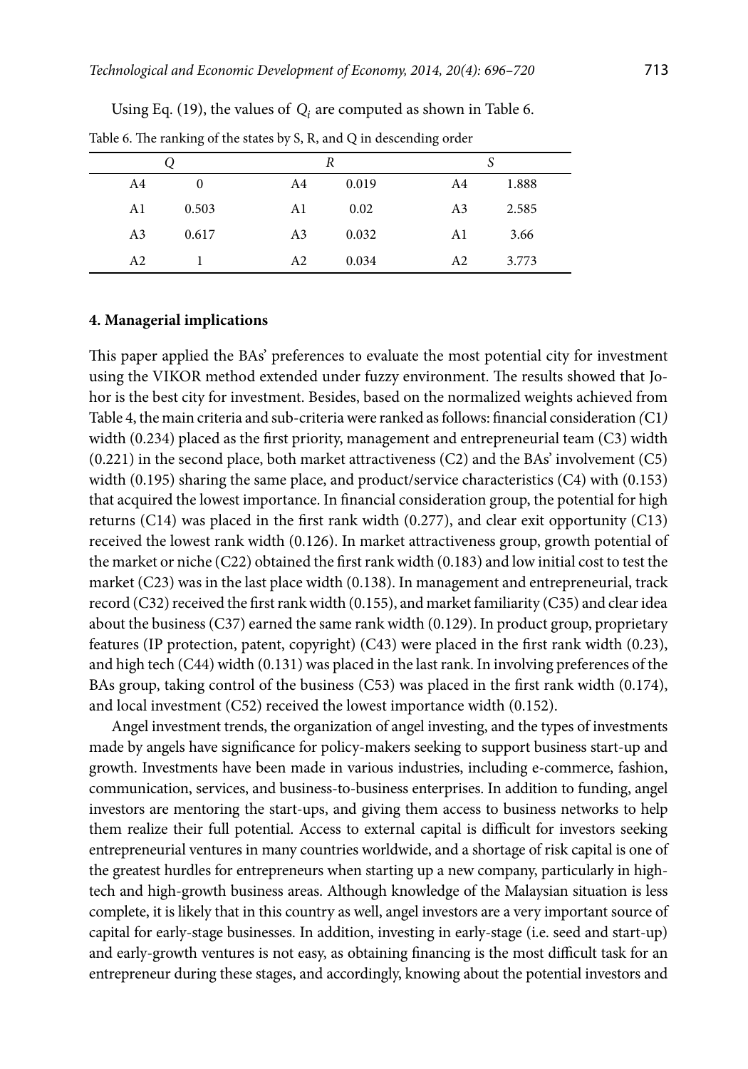Using Eq. (19), the values of $Q_i$ are computed as shown in Table 6.

Table 6. The ranking of the states by S, R, and Q in descending order

| Q | | R | | S | |
|---|---|---|---|---|---|
| A4 | 0 | A4 | 0.019 | A4 | 1.888 |
| A1 | 0.503 | A1 | 0.02 | A3 | 2.585 |
| A3 | 0.617 | A3 | 0.032 | A1 | 3.66 |
| A2 | 1 | A2 | 0.034 | A2 | 3.773 |

### 4. Managerial implications

This paper applied the BAs' preferences to evaluate the most potential city for investment using the VIKOR method extended under fuzzy environment. The results showed that Johor is the best city for investment. Besides, based on the normalized weights achieved from Table 4, the main criteria and sub-criteria were ranked as follows: financial consideration *(*C1*)* width (0.234) placed as the first priority, management and entrepreneurial team (C3) width (0.221) in the second place, both market attractiveness (C2) and the BAs' involvement (C5) width (0.195) sharing the same place, and product/service characteristics (C4) with (0.153) that acquired the lowest importance. In financial consideration group, the potential for high returns (C14) was placed in the first rank width (0.277), and clear exit opportunity (C13) received the lowest rank width (0.126). In market attractiveness group, growth potential of the market or niche (C22) obtained the first rank width (0.183) and low initial cost to test the market (C23) was in the last place width (0.138). In management and entrepreneurial, track record (C32) received the first rank width (0.155), and market familiarity (C35) and clear idea about the business (C37) earned the same rank width (0.129). In product group, proprietary features (IP protection, patent, copyright) (C43) were placed in the first rank width (0.23), and high tech (C44) width (0.131) was placed in the last rank. In involving preferences of the BAs group, taking control of the business (C53) was placed in the first rank width (0.174), and local investment (C52) received the lowest importance width (0.152).

Angel investment trends, the organization of angel investing, and the types of investments made by angels have significance for policy-makers seeking to support business start-up and growth. Investments have been made in various industries, including e-commerce, fashion, communication, services, and business-to-business enterprises. In addition to funding, angel investors are mentoring the start-ups, and giving them access to business networks to help them realize their full potential. Access to external capital is difficult for investors seeking entrepreneurial ventures in many countries worldwide, and a shortage of risk capital is one of the greatest hurdles for entrepreneurs when starting up a new company, particularly in high-tech and high-growth business areas. Although knowledge of the Malaysian situation is less complete, it is likely that in this country as well, angel investors are a very important source of capital for early-stage businesses. In addition, investing in early-stage (i.e. seed and start-up) and early-growth ventures is not easy, as obtaining financing is the most difficult task for an entrepreneur during these stages, and accordingly, knowing about the potential investors and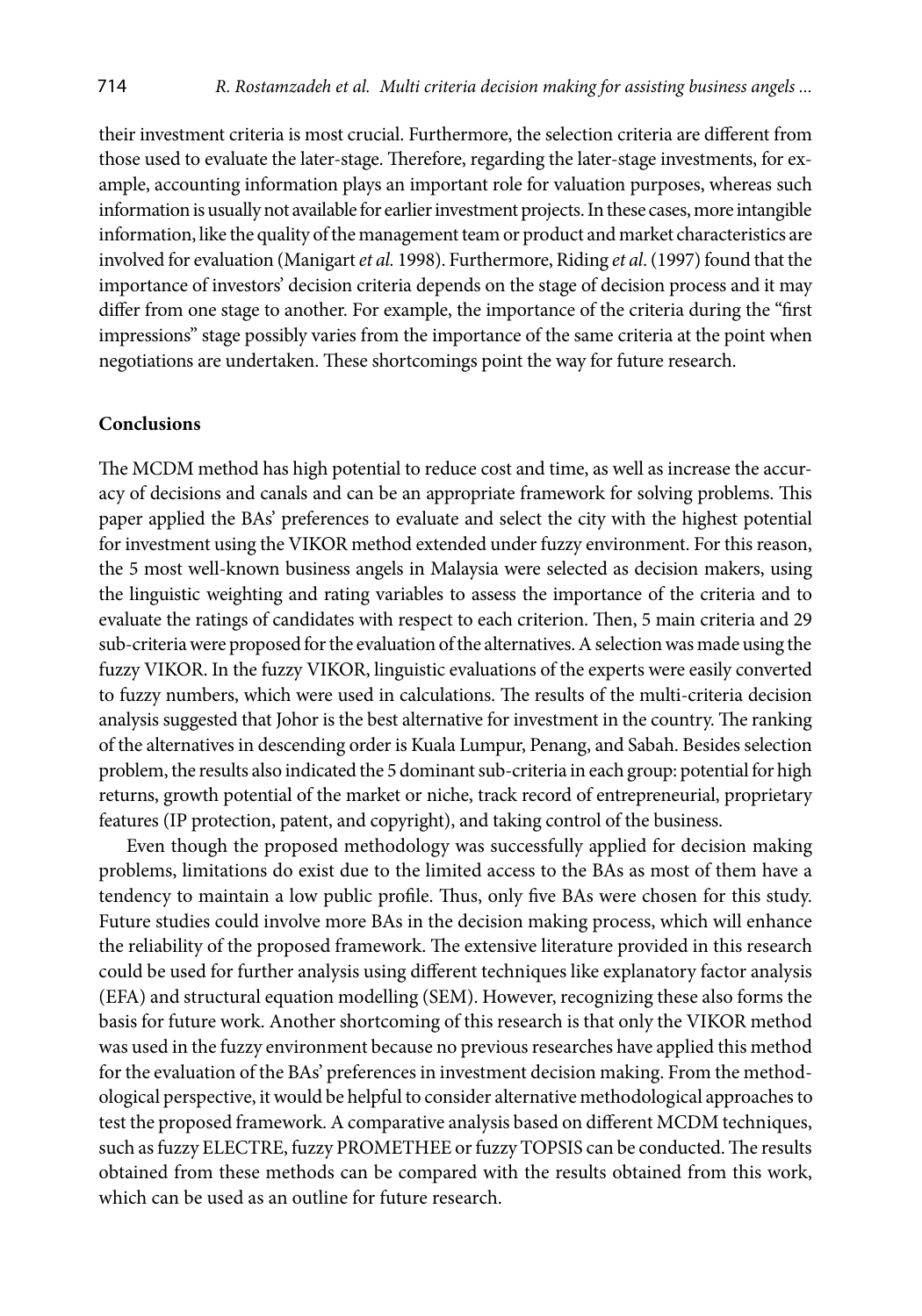their investment criteria is most crucial. Furthermore, the selection criteria are different from those used to evaluate the later-stage. Therefore, regarding the later-stage investments, for example, accounting information plays an important role for valuation purposes, whereas such information is usually not available for earlier investment projects. In these cases, more intangible information, like the quality of the management team or product and market characteristics are involved for evaluation (Manigart *et al.* 1998). Furthermore, Riding *et al*. (1997) found that the importance of investors' decision criteria depends on the stage of decision process and it may differ from one stage to another. For example, the importance of the criteria during the "first impressions" stage possibly varies from the importance of the same criteria at the point when negotiations are undertaken. These shortcomings point the way for future research.

## Conclusions

The MCDM method has high potential to reduce cost and time, as well as increase the accuracy of decisions and canals and can be an appropriate framework for solving problems. This paper applied the BAs' preferences to evaluate and select the city with the highest potential for investment using the VIKOR method extended under fuzzy environment. For this reason, the 5 most well-known business angels in Malaysia were selected as decision makers, using the linguistic weighting and rating variables to assess the importance of the criteria and to evaluate the ratings of candidates with respect to each criterion. Then, 5 main criteria and 29 sub-criteria were proposed for the evaluation of the alternatives. A selection was made using the fuzzy VIKOR. In the fuzzy VIKOR, linguistic evaluations of the experts were easily converted to fuzzy numbers, which were used in calculations. The results of the multi-criteria decision analysis suggested that Johor is the best alternative for investment in the country. The ranking of the alternatives in descending order is Kuala Lumpur, Penang, and Sabah. Besides selection problem, the results also indicated the 5 dominant sub-criteria in each group: potential for high returns, growth potential of the market or niche, track record of entrepreneurial, proprietary features (IP protection, patent, and copyright), and taking control of the business.

Even though the proposed methodology was successfully applied for decision making problems, limitations do exist due to the limited access to the BAs as most of them have a tendency to maintain a low public profile. Thus, only five BAs were chosen for this study. Future studies could involve more BAs in the decision making process, which will enhance the reliability of the proposed framework. The extensive literature provided in this research could be used for further analysis using different techniques like explanatory factor analysis (EFA) and structural equation modelling (SEM). However, recognizing these also forms the basis for future work. Another shortcoming of this research is that only the VIKOR method was used in the fuzzy environment because no previous researches have applied this method for the evaluation of the BAs' preferences in investment decision making. From the methodological perspective, it would be helpful to consider alternative methodological approaches to test the proposed framework. A comparative analysis based on different MCDM techniques, such as fuzzy ELECTRE, fuzzy PROMETHEE or fuzzy TOPSIS can be conducted. The results obtained from these methods can be compared with the results obtained from this work, which can be used as an outline for future research.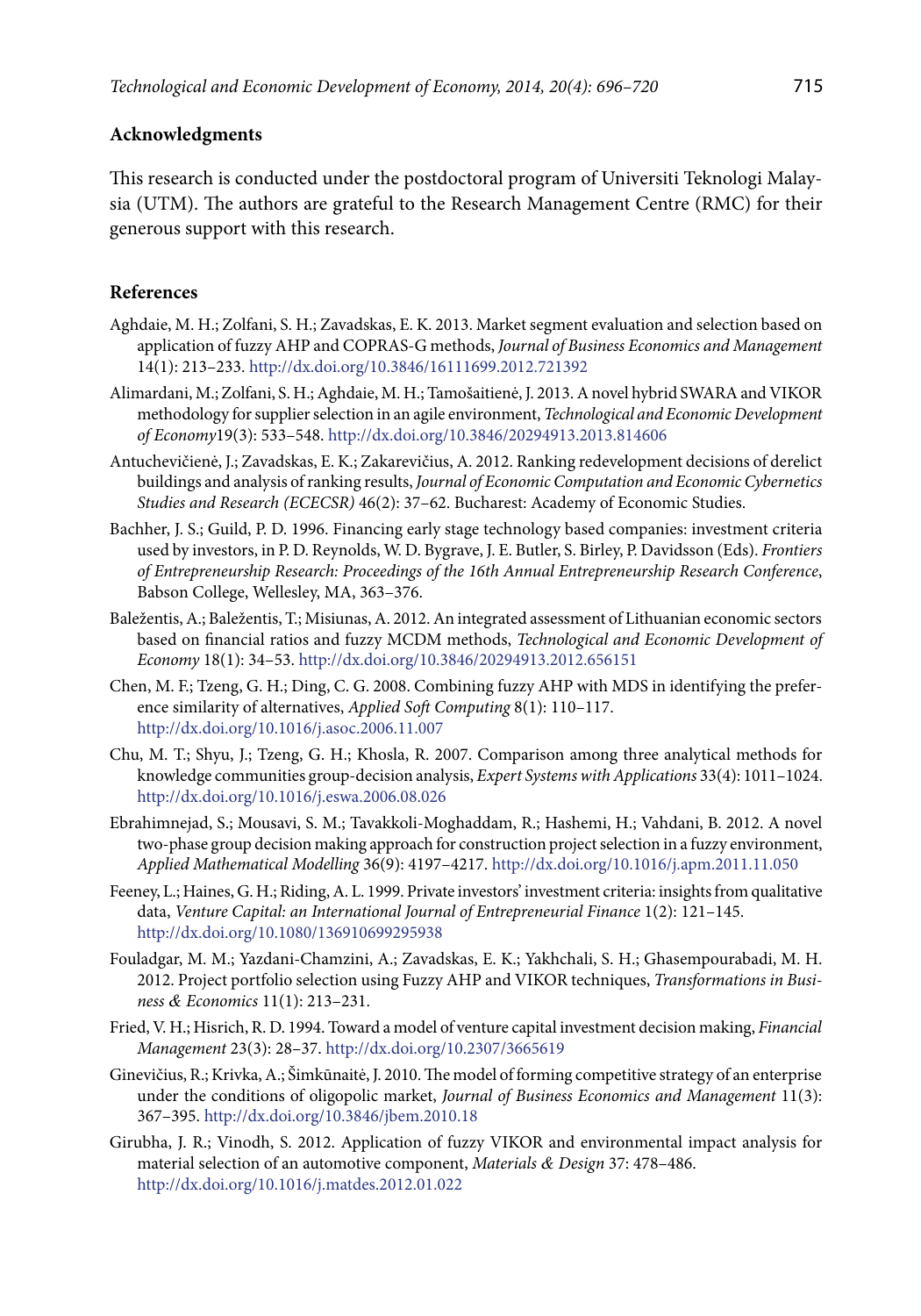## Acknowledgments

This research is conducted under the postdoctoral program of Universiti Teknologi Malaysia (UTM). The authors are grateful to the Research Management Centre (RMC) for their generous support with this research.

## References

Aghdaie, M. H.; Zolfani, S. H.; Zavadskas, E. K. 2013. Market segment evaluation and selection based on application of fuzzy AHP and COPRAS-G methods, *Journal of Business Economics and Management* 14(1): 213–233. http://dx.doi.org/10.3846/16111699.2012.721392

Alimardani, M.; Zolfani, S. H.; Aghdaie, M. H.; Tamošaitienė, J. 2013. A novel hybrid SWARA and VIKOR methodology for supplier selection in an agile environment, *Technological and Economic Development of Economy*19(3): 533–548. http://dx.doi.org/10.3846/20294913.2013.814606

Antuchevičienė, J.; Zavadskas, E. K.; Zakarevičius, A. 2012. Ranking redevelopment decisions of derelict buildings and analysis of ranking results, *Journal of Economic Computation and Economic Cybernetics Studies and Research (ECECSR)* 46(2): 37–62. Bucharest: Academy of Economic Studies.

Bachher, J. S.; Guild, P. D. 1996. Financing early stage technology based companies: investment criteria used by investors, in P. D. Reynolds, W. D. Bygrave, J. E. Butler, S. Birley, P. Davidsson (Eds). *Frontiers of Entrepreneurship Research: Proceedings of the 16th Annual Entrepreneurship Research Conference*, Babson College, Wellesley, MA, 363–376.

Baležentis, A.; Baležentis, T.; Misiunas, A. 2012. An integrated assessment of Lithuanian economic sectors based on financial ratios and fuzzy MCDM methods, *Technological and Economic Development of Economy* 18(1): 34–53. http://dx.doi.org/10.3846/20294913.2012.656151

Chen, M. F.; Tzeng, G. H.; Ding, C. G. 2008. Combining fuzzy AHP with MDS in identifying the preference similarity of alternatives, *Applied Soft Computing* 8(1): 110–117. http://dx.doi.org/10.1016/j.asoc.2006.11.007

Chu, M. T.; Shyu, J.; Tzeng, G. H.; Khosla, R. 2007. Comparison among three analytical methods for knowledge communities group-decision analysis, *Expert Systems with Applications* 33(4): 1011–1024. http://dx.doi.org/10.1016/j.eswa.2006.08.026

Ebrahimnejad, S.; Mousavi, S. M.; Tavakkoli-Moghaddam, R.; Hashemi, H.; Vahdani, B. 2012. A novel two-phase group decision making approach for construction project selection in a fuzzy environment, *Applied Mathematical Modelling* 36(9): 4197–4217. http://dx.doi.org/10.1016/j.apm.2011.11.050

Feeney, L.; Haines, G. H.; Riding, A. L. 1999. Private investors' investment criteria: insights from qualitative data, *Venture Capital: an International Journal of Entrepreneurial Finance* 1(2): 121–145. http://dx.doi.org/10.1080/136910699295938

Fouladgar, M. M.; Yazdani-Chamzini, A.; Zavadskas, E. K.; Yakhchali, S. H.; Ghasempourabadi, M. H. 2012. Project portfolio selection using Fuzzy AHP and VIKOR techniques, *Transformations in Business & Economics* 11(1): 213–231.

Fried, V. H.; Hisrich, R. D. 1994. Toward a model of venture capital investment decision making, *Financial Management* 23(3): 28–37. http://dx.doi.org/10.2307/3665619

Ginevičius, R.; Krivka, A.; Šimkūnaitė, J. 2010. The model of forming competitive strategy of an enterprise under the conditions of oligopolic market, *Journal of Business Economics and Management* 11(3): 367–395. http://dx.doi.org/10.3846/jbem.2010.18

Girubha, J. R.; Vinodh, S. 2012. Application of fuzzy VIKOR and environmental impact analysis for material selection of an automotive component, *Materials & Design* 37: 478–486. http://dx.doi.org/10.1016/j.matdes.2012.01.022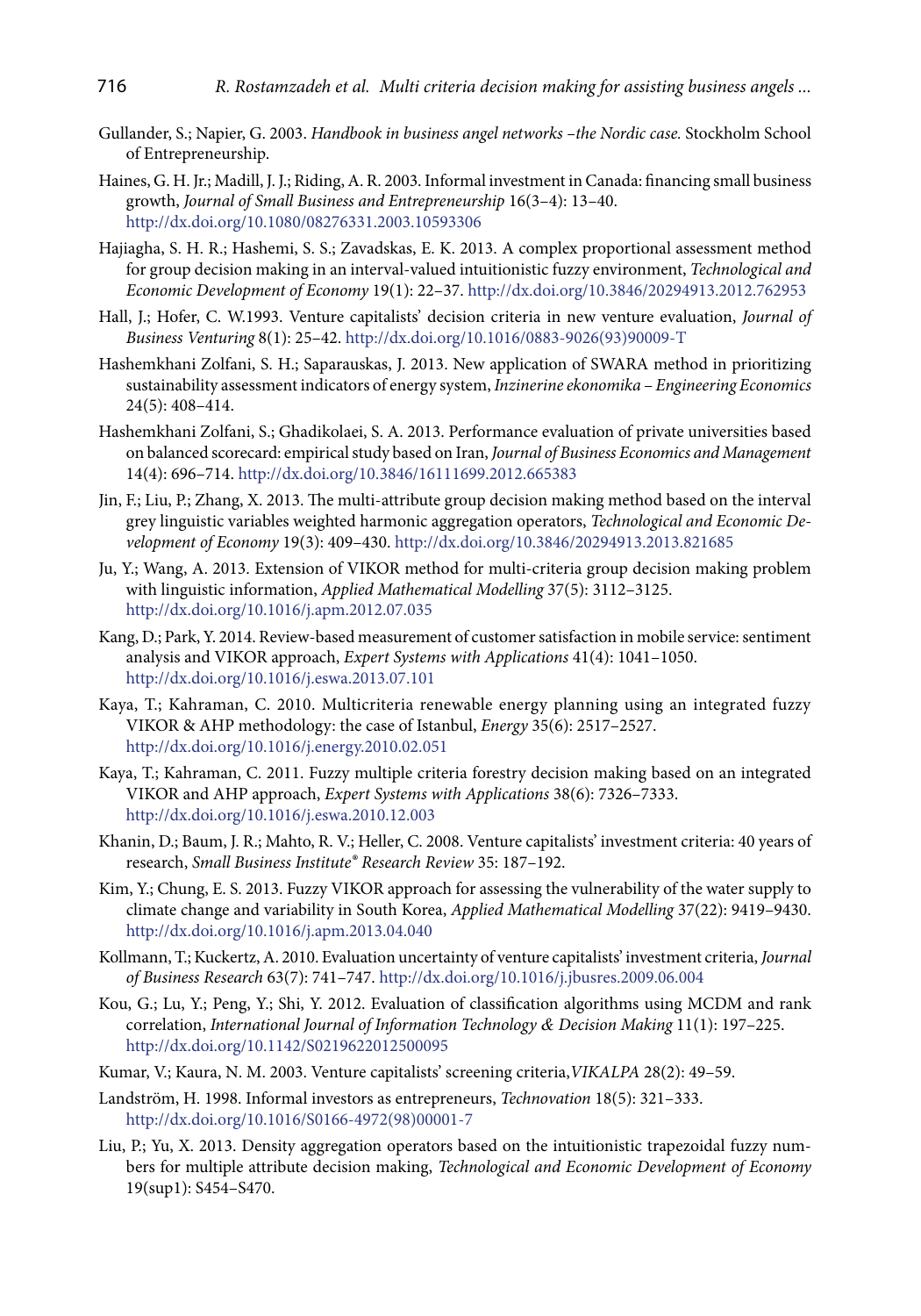Gullander, S.; Napier, G. 2003. *Handbook in business angel networks –the Nordic case.* Stockholm School of Entrepreneurship.

Haines, G. H. Jr.; Madill, J. J.; Riding, A. R. 2003. Informal investment in Canada: financing small business growth, *Journal of Small Business and Entrepreneurship* 16(3–4): 13–40. http://dx.doi.org/10.1080/08276331.2003.10593306

Hajiagha, S. H. R.; Hashemi, S. S.; Zavadskas, E. K. 2013. A complex proportional assessment method for group decision making in an interval-valued intuitionistic fuzzy environment, *Technological and Economic Development of Economy* 19(1): 22–37. http://dx.doi.org/10.3846/20294913.2012.762953

Hall, J.; Hofer, C. W.1993. Venture capitalists' decision criteria in new venture evaluation, *Journal of Business Venturing* 8(1): 25–42. http://dx.doi.org/10.1016/0883-9026(93)90009-T

Hashemkhani Zolfani, S. H.; Saparauskas, J. 2013. New application of SWARA method in prioritizing sustainability assessment indicators of energy system, *Inzinerine ekonomika – Engineering Economics* 24(5): 408–414.

Hashemkhani Zolfani, S.; Ghadikolaei, S. A. 2013. Performance evaluation of private universities based on balanced scorecard: empirical study based on Iran, *Journal of Business Economics and Management* 14(4): 696–714. http://dx.doi.org/10.3846/16111699.2012.665383

Jin, F.; Liu, P.; Zhang, X. 2013. The multi-attribute group decision making method based on the interval grey linguistic variables weighted harmonic aggregation operators, *Technological and Economic Development of Economy* 19(3): 409–430. http://dx.doi.org/10.3846/20294913.2013.821685

Ju, Y.; Wang, A. 2013. Extension of VIKOR method for multi-criteria group decision making problem with linguistic information, *Applied Mathematical Modelling* 37(5): 3112–3125. http://dx.doi.org/10.1016/j.apm.2012.07.035

Kang, D.; Park, Y. 2014. Review-based measurement of customer satisfaction in mobile service: sentiment analysis and VIKOR approach, *Expert Systems with Applications* 41(4): 1041–1050. http://dx.doi.org/10.1016/j.eswa.2013.07.101

Kaya, T.; Kahraman, C. 2010. Multicriteria renewable energy planning using an integrated fuzzy VIKOR & AHP methodology: the case of Istanbul, *Energy* 35(6): 2517–2527. http://dx.doi.org/10.1016/j.energy.2010.02.051

Kaya, T.; Kahraman, C. 2011. Fuzzy multiple criteria forestry decision making based on an integrated VIKOR and AHP approach, *Expert Systems with Applications* 38(6): 7326–7333. http://dx.doi.org/10.1016/j.eswa.2010.12.003

Khanin, D.; Baum, J. R.; Mahto, R. V.; Heller, C. 2008. Venture capitalists' investment criteria: 40 years of research, *Small Business Institute® Research Review* 35: 187–192.

Kim, Y.; Chung, E. S. 2013. Fuzzy VIKOR approach for assessing the vulnerability of the water supply to climate change and variability in South Korea, *Applied Mathematical Modelling* 37(22): 9419–9430. http://dx.doi.org/10.1016/j.apm.2013.04.040

Kollmann, T.; Kuckertz, A. 2010. Evaluation uncertainty of venture capitalists' investment criteria, *Journal of Business Research* 63(7): 741–747. http://dx.doi.org/10.1016/j.jbusres.2009.06.004

Kou, G.; Lu, Y.; Peng, Y.; Shi, Y. 2012. Evaluation of classification algorithms using MCDM and rank correlation, *International Journal of Information Technology & Decision Making* 11(1): 197–225. http://dx.doi.org/10.1142/S0219622012500095

Kumar, V.; Kaura, N. M. 2003. Venture capitalists' screening criteria,*VIKALPA* 28(2): 49–59.

Landström, H. 1998. Informal investors as entrepreneurs, *Technovation* 18(5): 321–333. http://dx.doi.org/10.1016/S0166-4972(98)00001-7

Liu, P.; Yu, X. 2013. Density aggregation operators based on the intuitionistic trapezoidal fuzzy numbers for multiple attribute decision making, *Technological and Economic Development of Economy* 19(sup1): S454–S470.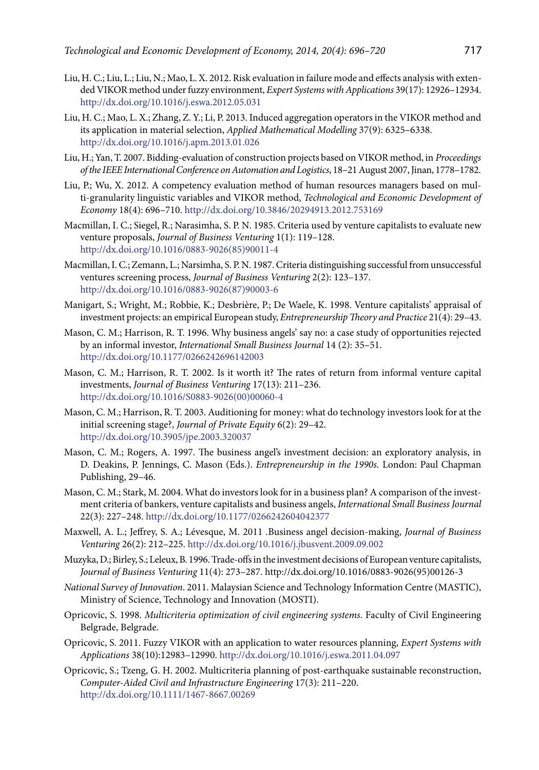Liu, H. C.; Liu, L.; Liu, N.; Mao, L. X. 2012. Risk evaluation in failure mode and effects analysis with extended VIKOR method under fuzzy environment, *Expert Systems with Applications* 39(17): 12926–12934. http://dx.doi.org/10.1016/j.eswa.2012.05.031

Liu, H. C.; Mao, L. X.; Zhang, Z. Y.; Li, P. 2013. Induced aggregation operators in the VIKOR method and its application in material selection, *Applied Mathematical Modelling* 37(9): 6325–6338. http://dx.doi.org/10.1016/j.apm.2013.01.026

Liu, H.; Yan, T. 2007. Bidding-evaluation of construction projects based on VIKOR method, in *Proceedings of the IEEE International Conference on Automation and Logistics*, 18–21 August 2007, Jinan, 1778–1782.

Liu, P.; Wu, X. 2012. A competency evaluation method of human resources managers based on multi-granularity linguistic variables and VIKOR method, *Technological and Economic Development of Economy* 18(4): 696–710. http://dx.doi.org/10.3846/20294913.2012.753169

Macmillan, I. C.; Siegel, R.; Narasimha, S. P. N. 1985. Criteria used by venture capitalists to evaluate new venture proposals, *Journal of Business Venturing* 1(1): 119–128. http://dx.doi.org/10.1016/0883-9026(85)90011-4

Macmillan, I. C.; Zemann, L.; Narsimha, S. P. N. 1987. Criteria distinguishing successful from unsuccessful ventures screening process, *Journal of Business Venturing* 2(2): 123–137. http://dx.doi.org/10.1016/0883-9026(87)90003-6

Manigart, S.; Wright, M.; Robbie, K.; Desbrière, P.; De Waele, K. 1998. Venture capitalists' appraisal of investment projects: an empirical European study, *Entrepreneurship Theory and Practice* 21(4): 29–43.

Mason, C. M.; Harrison, R. T. 1996. Why business angels' say no: a case study of opportunities rejected by an informal investor, *International Small Business Journal* 14 (2): 35–51. http://dx.doi.org/10.1177/0266242696142003

Mason, C. M.; Harrison, R. T. 2002. Is it worth it? The rates of return from informal venture capital investments, *Journal of Business Venturing* 17(13): 211–236. http://dx.doi.org/10.1016/S0883-9026(00)00060-4

Mason, C. M.; Harrison, R. T. 2003. Auditioning for money: what do technology investors look for at the initial screening stage?, *Journal of Private Equity* 6(2): 29–42. http://dx.doi.org/10.3905/jpe.2003.320037

Mason, C. M.; Rogers, A. 1997. The business angel's investment decision: an exploratory analysis, in D. Deakins, P. Jennings, C. Mason (Eds.). *Entrepreneurship in the 1990s.* London: Paul Chapman Publishing, 29–46.

Mason, C. M.; Stark, M. 2004. What do investors look for in a business plan? A comparison of the investment criteria of bankers, venture capitalists and business angels, *International Small Business Journal* 22(3): 227–248. http://dx.doi.org/10.1177/0266242604042377

Maxwell, A. L.; Jeffrey, S. A.; Lévesque, M. 2011 .Business angel decision-making, *Journal of Business Venturing* 26(2): 212–225. http://dx.doi.org/10.1016/j.jbusvent.2009.09.002

Muzyka, D.; Birley, S.; Leleux, B. 1996. Trade-offs in the investment decisions of European venture capitalists, *Journal of Business Venturing* 11(4): 273–287. http://dx.doi.org/10.1016/0883-9026(95)00126-3

*National Survey of Innovation*. 2011. Malaysian Science and Technology Information Centre (MASTIC), Ministry of Science, Technology and Innovation (MOSTI).

Opricovic, S. 1998. *Multicriteria optimization of civil engineering systems*. Faculty of Civil Engineering Belgrade, Belgrade.

Opricovic, S. 2011. Fuzzy VIKOR with an application to water resources planning, *Expert Systems with Applications* 38(10):12983–12990. http://dx.doi.org/10.1016/j.eswa.2011.04.097

Opricovic, S.; Tzeng, G. H. 2002. Multicriteria planning of post-earthquake sustainable reconstruction, *Computer-Aided Civil and Infrastructure Engineering* 17(3): 211–220. http://dx.doi.org/10.1111/1467-8667.00269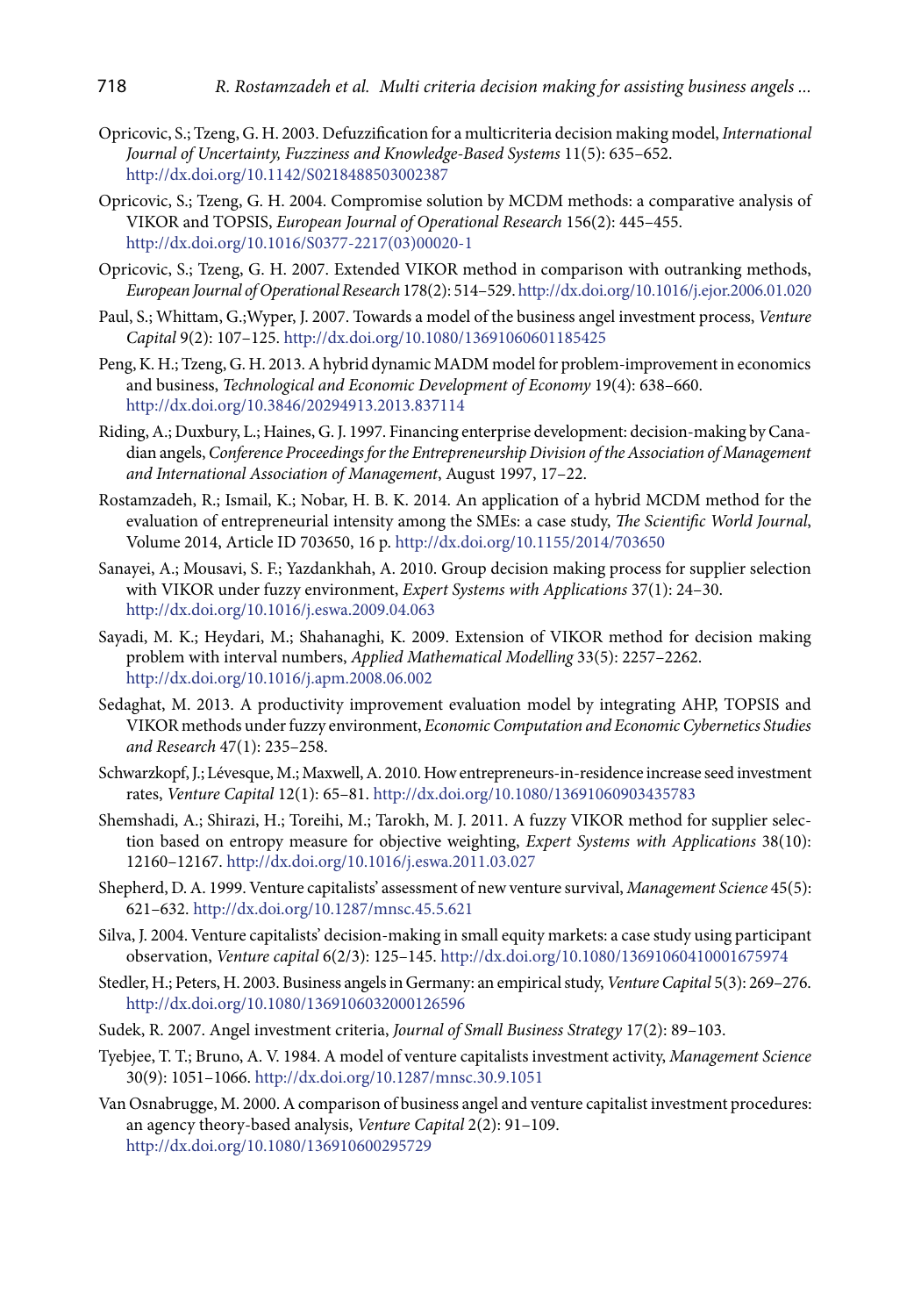Opricovic, S.; Tzeng, G. H. 2003. Defuzzification for a multicriteria decision making model, *International Journal of Uncertainty, Fuzziness and Knowledge-Based Systems* 11(5): 635–652. http://dx.doi.org/10.1142/S0218488503002387

Opricovic, S.; Tzeng, G. H. 2004. Compromise solution by MCDM methods: a comparative analysis of VIKOR and TOPSIS, *European Journal of Operational Research* 156(2): 445–455. http://dx.doi.org/10.1016/S0377-2217(03)00020-1

Opricovic, S.; Tzeng, G. H. 2007. Extended VIKOR method in comparison with outranking methods, *European Journal of Operational Research* 178(2): 514–529. http://dx.doi.org/10.1016/j.ejor.2006.01.020

Paul, S.; Whittam, G.;Wyper, J. 2007. Towards a model of the business angel investment process, *Venture Capital* 9(2): 107–125. http://dx.doi.org/10.1080/13691060601185425

Peng, K. H.; Tzeng, G. H. 2013. A hybrid dynamic MADM model for problem-improvement in economics and business, *Technological and Economic Development of Economy* 19(4): 638–660. http://dx.doi.org/10.3846/20294913.2013.837114

Riding, A.; Duxbury, L.; Haines, G. J. 1997. Financing enterprise development: decision-making by Canadian angels, *Conference Proceedings for the Entrepreneurship Division of the Association of Management and International Association of Management*, August 1997, 17–22.

Rostamzadeh, R.; Ismail, K.; Nobar, H. B. K. 2014. An application of a hybrid MCDM method for the evaluation of entrepreneurial intensity among the SMEs: a case study, *The Scientific World Journal*, Volume 2014, Article ID 703650, 16 p. http://dx.doi.org/10.1155/2014/703650

Sanayei, A.; Mousavi, S. F.; Yazdankhah, A. 2010. Group decision making process for supplier selection with VIKOR under fuzzy environment, *Expert Systems with Applications* 37(1): 24–30. http://dx.doi.org/10.1016/j.eswa.2009.04.063

Sayadi, M. K.; Heydari, M.; Shahanaghi, K. 2009. Extension of VIKOR method for decision making problem with interval numbers, *Applied Mathematical Modelling* 33(5): 2257–2262. http://dx.doi.org/10.1016/j.apm.2008.06.002

Sedaghat, M. 2013. A productivity improvement evaluation model by integrating AHP, TOPSIS and VIKOR methods under fuzzy environment, *Economic Computation and Economic Cybernetics Studies and Research* 47(1): 235–258.

Schwarzkopf, J.; Lévesque, M.; Maxwell, A. 2010. How entrepreneurs-in-residence increase seed investment rates, *Venture Capital* 12(1): 65–81. http://dx.doi.org/10.1080/13691060903435783

Shemshadi, A.; Shirazi, H.; Toreihi, M.; Tarokh, M. J. 2011. A fuzzy VIKOR method for supplier selection based on entropy measure for objective weighting, *Expert Systems with Applications* 38(10): 12160–12167. http://dx.doi.org/10.1016/j.eswa.2011.03.027

Shepherd, D. A. 1999. Venture capitalists' assessment of new venture survival, *Management Science* 45(5): 621–632. http://dx.doi.org/10.1287/mnsc.45.5.621

Silva, J. 2004. Venture capitalists' decision-making in small equity markets: a case study using participant observation, *Venture capital* 6(2/3): 125–145. http://dx.doi.org/10.1080/13691060410001675974

Stedler, H.; Peters, H. 2003. Business angels in Germany: an empirical study, *Venture Capital* 5(3): 269–276. http://dx.doi.org/10.1080/1369106032000126596

Sudek, R. 2007. Angel investment criteria, *Journal of Small Business Strategy* 17(2): 89–103.

Tyebjee, T. T.; Bruno, A. V. 1984. A model of venture capitalists investment activity, *Management Science* 30(9): 1051–1066. http://dx.doi.org/10.1287/mnsc.30.9.1051

Van Osnabrugge, M. 2000. A comparison of business angel and venture capitalist investment procedures: an agency theory-based analysis, *Venture Capital* 2(2): 91–109. http://dx.doi.org/10.1080/136910600295729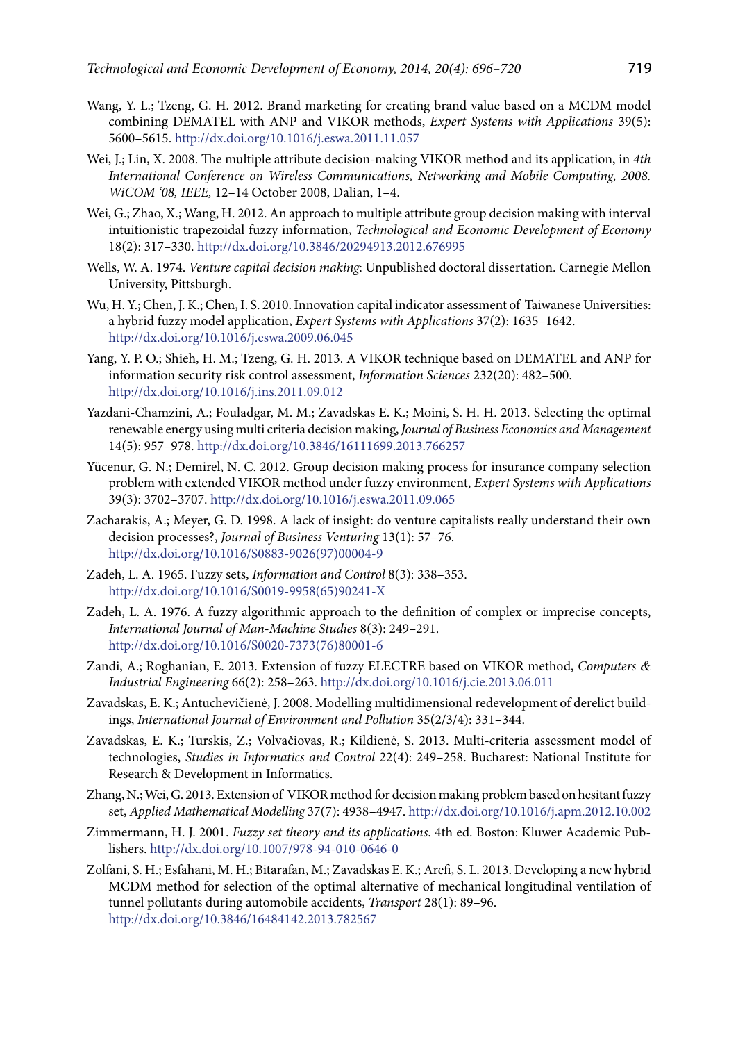Wang, Y. L.; Tzeng, G. H. 2012. Brand marketing for creating brand value based on a MCDM model combining DEMATEL with ANP and VIKOR methods, *Expert Systems with Applications* 39(5): 5600–5615. http://dx.doi.org/10.1016/j.eswa.2011.11.057

Wei, J.; Lin, X. 2008. The multiple attribute decision-making VIKOR method and its application, in *4th International Conference on Wireless Communications, Networking and Mobile Computing, 2008. WiCOM '08, IEEE,* 12–14 October 2008, Dalian, 1–4.

Wei, G.; Zhao, X.; Wang, H. 2012. An approach to multiple attribute group decision making with interval intuitionistic trapezoidal fuzzy information, *Technological and Economic Development of Economy* 18(2): 317–330. http://dx.doi.org/10.3846/20294913.2012.676995

Wells, W. A. 1974. *Venture capital decision making*: Unpublished doctoral dissertation. Carnegie Mellon University, Pittsburgh.

Wu, H. Y.; Chen, J. K.; Chen, I. S. 2010. Innovation capital indicator assessment of Taiwanese Universities: a hybrid fuzzy model application, *Expert Systems with Applications* 37(2): 1635–1642. http://dx.doi.org/10.1016/j.eswa.2009.06.045

Yang, Y. P. O.; Shieh, H. M.; Tzeng, G. H. 2013. A VIKOR technique based on DEMATEL and ANP for information security risk control assessment, *Information Sciences* 232(20): 482–500. http://dx.doi.org/10.1016/j.ins.2011.09.012

Yazdani-Chamzini, A.; Fouladgar, M. M.; Zavadskas E. K.; Moini, S. H. H. 2013. Selecting the optimal renewable energy using multi criteria decision making, *Journal of Business Economics and Management* 14(5): 957–978. http://dx.doi.org/10.3846/16111699.2013.766257

Yücenur, G. N.; Demirel, N. C. 2012. Group decision making process for insurance company selection problem with extended VIKOR method under fuzzy environment, *Expert Systems with Applications* 39(3): 3702–3707. http://dx.doi.org/10.1016/j.eswa.2011.09.065

Zacharakis, A.; Meyer, G. D. 1998. A lack of insight: do venture capitalists really understand their own decision processes?, *Journal of Business Venturing* 13(1): 57–76. http://dx.doi.org/10.1016/S0883-9026(97)00004-9

Zadeh, L. A. 1965. Fuzzy sets, *Information and Control* 8(3): 338–353. http://dx.doi.org/10.1016/S0019-9958(65)90241-X

Zadeh, L. A. 1976. A fuzzy algorithmic approach to the definition of complex or imprecise concepts, *International Journal of Man-Machine Studies* 8(3): 249–291. http://dx.doi.org/10.1016/S0020-7373(76)80001-6

Zandi, A.; Roghanian, E. 2013. Extension of fuzzy ELECTRE based on VIKOR method, *Computers & Industrial Engineering* 66(2): 258–263. http://dx.doi.org/10.1016/j.cie.2013.06.011

Zavadskas, E. K.; Antuchevičienė, J. 2008. Modelling multidimensional redevelopment of derelict buildings, *International Journal of Environment and Pollution* 35(2/3/4): 331–344.

Zavadskas, E. K.; Turskis, Z.; Volvačiovas, R.; Kildienė, S. 2013. Multi-criteria assessment model of technologies, *Studies in Informatics and Control* 22(4): 249–258. Bucharest: National Institute for Research & Development in Informatics.

Zhang, N.; Wei, G. 2013. Extension of VIKOR method for decision making problem based on hesitant fuzzy set, *Applied Mathematical Modelling* 37(7): 4938–4947. http://dx.doi.org/10.1016/j.apm.2012.10.002

Zimmermann, H. J. 2001. *Fuzzy set theory and its applications*. 4th ed. Boston: Kluwer Academic Publishers. http://dx.doi.org/10.1007/978-94-010-0646-0

Zolfani, S. H.; Esfahani, M. H.; Bitarafan, M.; Zavadskas E. K.; Arefi, S. L. 2013. Developing a new hybrid MCDM method for selection of the optimal alternative of mechanical longitudinal ventilation of tunnel pollutants during automobile accidents, *Transport* 28(1): 89–96. http://dx.doi.org/10.3846/16484142.2013.782567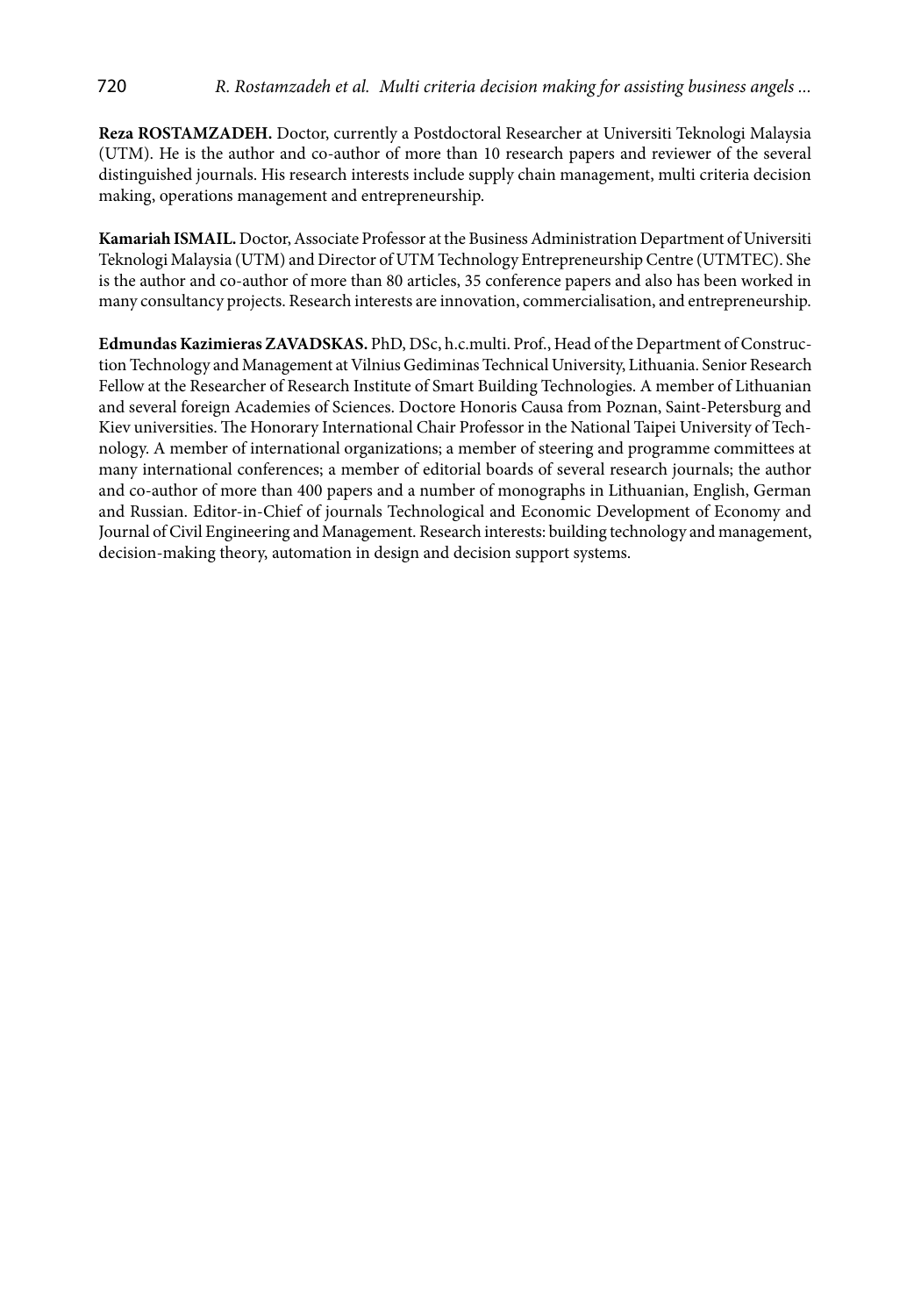**Reza ROSTAMZADEH.** Doctor, currently a Postdoctoral Researcher at Universiti Teknologi Malaysia (UTM). He is the author and co-author of more than 10 research papers and reviewer of the several distinguished journals. His research interests include supply chain management, multi criteria decision making, operations management and entrepreneurship.

**Kamariah ISMAIL.** Doctor, Associate Professor at the Business Administration Department of Universiti Teknologi Malaysia (UTM) and Director of UTM Technology Entrepreneurship Centre (UTMTEC). She is the author and co-author of more than 80 articles, 35 conference papers and also has been worked in many consultancy projects. Research interests are innovation, commercialisation, and entrepreneurship.

**Edmundas Kazimieras ZAVADSKAS.** PhD, DSc, h.c.multi. Prof., Head of the Department of Construction Technology and Management at Vilnius Gediminas Technical University, Lithuania. Senior Research Fellow at the Researcher of Research Institute of Smart Building Technologies. A member of Lithuanian and several foreign Academies of Sciences. Doctore Honoris Causa from Poznan, Saint-Petersburg and Kiev universities. The Honorary International Chair Professor in the National Taipei University of Technology. A member of international organizations; a member of steering and programme committees at many international conferences; a member of editorial boards of several research journals; the author and co-author of more than 400 papers and a number of monographs in Lithuanian, English, German and Russian. Editor-in-Chief of journals Technological and Economic Development of Economy and Journal of Civil Engineering and Management. Research interests: building technology and management, decision-making theory, automation in design and decision support systems.